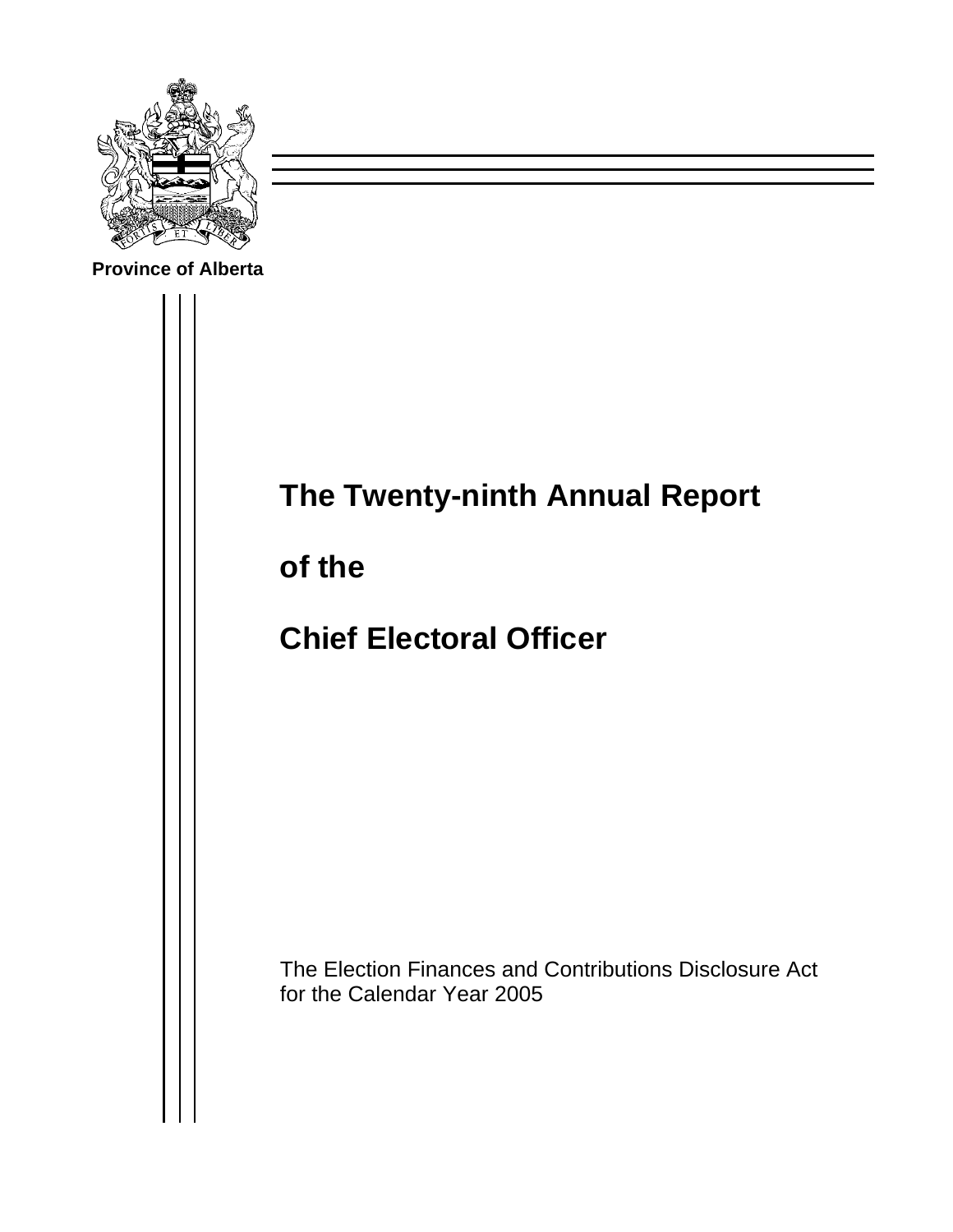Province of Alberta

# The Twenty-ninth Annual Report

# of the

# Chief Electoral Officer

The Election Finances and Contributions Disclosure Act
for the Calendar Year 2005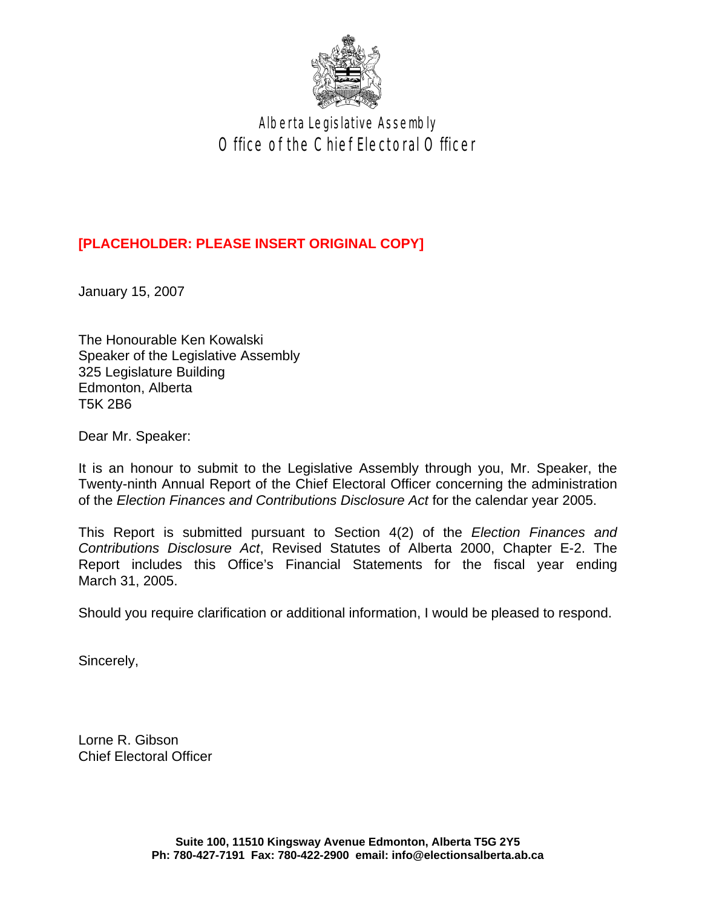Alberta Legislative Assembly
Office of the Chief Electoral Officer

**[PLACEHOLDER: PLEASE INSERT ORIGINAL COPY]**

January 15, 2007

The Honourable Ken Kowalski
Speaker of the Legislative Assembly
325 Legislature Building
Edmonton, Alberta
T5K 2B6

Dear Mr. Speaker:

It is an honour to submit to the Legislative Assembly through you, Mr. Speaker, the Twenty-ninth Annual Report of the Chief Electoral Officer concerning the administration of the *Election Finances and Contributions Disclosure Act* for the calendar year 2005.

This Report is submitted pursuant to Section 4(2) of the *Election Finances and Contributions Disclosure Act*, Revised Statutes of Alberta 2000, Chapter E-2. The Report includes this Office's Financial Statements for the fiscal year ending March 31, 2005.

Should you require clarification or additional information, I would be pleased to respond.

Sincerely,

Lorne R. Gibson
Chief Electoral Officer

**Suite 100, 11510 Kingsway Avenue Edmonton, Alberta T5G 2Y5**
**Ph: 780-427-7191 Fax: 780-422-2900 email: info@electionsalberta.ab.ca**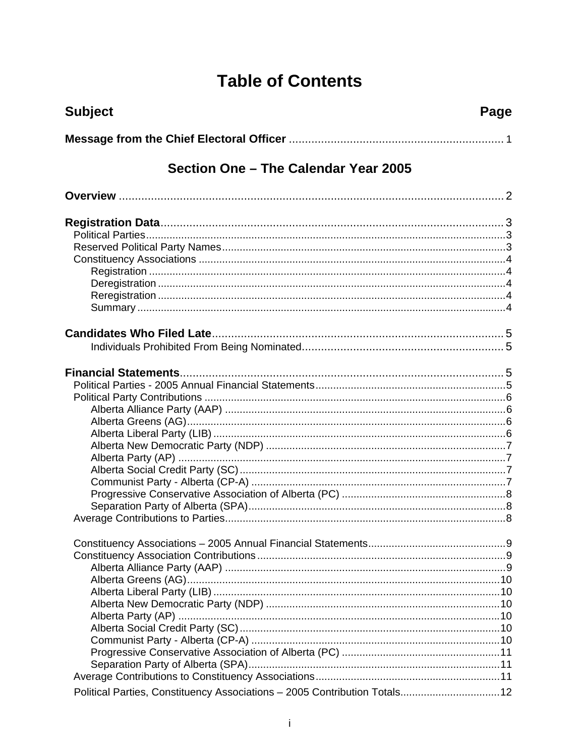# Table of Contents

| Subject | Page |
|---|---|
| **Message from the Chief Electoral Officer** | 1 |

## Section One – The Calendar Year 2005

| Subject | Page |
|---|---|
| **Overview** | 2 |
| **Registration Data** | 3 |
| Political Parties | 3 |
| Reserved Political Party Names | 3 |
| Constituency Associations | 4 |
| Registration | 4 |
| Deregistration | 4 |
| Reregistration | 4 |
| Summary | 4 |
| **Candidates Who Filed Late** | 5 |
| Individuals Prohibited From Being Nominated | 5 |
| **Financial Statements** | 5 |
| Political Parties - 2005 Annual Financial Statements | 5 |
| Political Party Contributions | 6 |
| Alberta Alliance Party (AAP) | 6 |
| Alberta Greens (AG) | 6 |
| Alberta Liberal Party (LIB) | 6 |
| Alberta New Democratic Party (NDP) | 7 |
| Alberta Party (AP) | 7 |
| Alberta Social Credit Party (SC) | 7 |
| Communist Party - Alberta (CP-A) | 7 |
| Progressive Conservative Association of Alberta (PC) | 8 |
| Separation Party of Alberta (SPA) | 8 |
| Average Contributions to Parties | 8 |
| Constituency Associations – 2005 Annual Financial Statements | 9 |
| Constituency Association Contributions | 9 |
| Alberta Alliance Party (AAP) | 9 |
| Alberta Greens (AG) | 10 |
| Alberta Liberal Party (LIB) | 10 |
| Alberta New Democratic Party (NDP) | 10 |
| Alberta Party (AP) | 10 |
| Alberta Social Credit Party (SC) | 10 |
| Communist Party - Alberta (CP-A) | 10 |
| Progressive Conservative Association of Alberta (PC) | 11 |
| Separation Party of Alberta (SPA) | 11 |
| Average Contributions to Constituency Associations | 11 |
| Political Parties, Constituency Associations – 2005 Contribution Totals | 12 |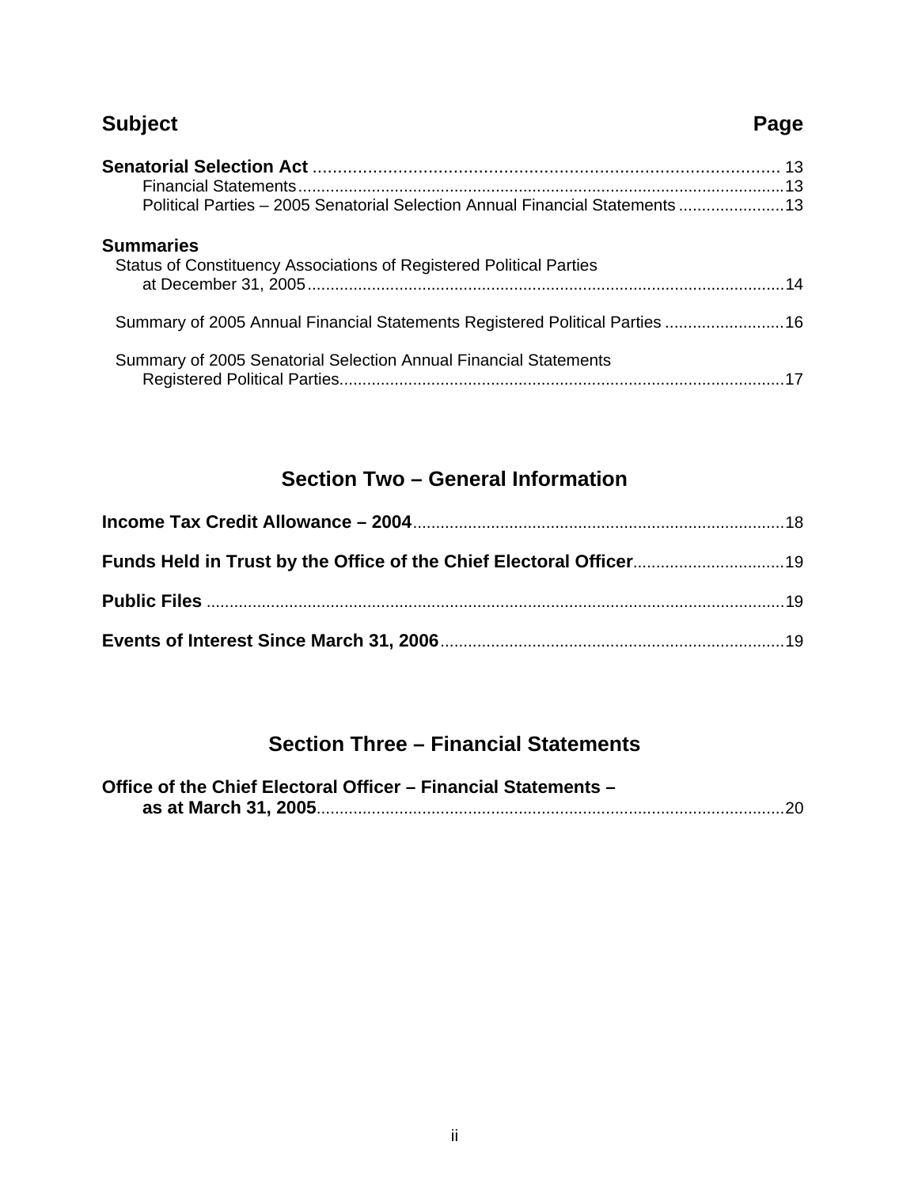| Subject | Page |
|---|---|
| **Senatorial Selection Act** | 13 |
| Financial Statements | 13 |
| Political Parties – 2005 Senatorial Selection Annual Financial Statements | 13 |
| **Summaries** | |
| Status of Constituency Associations of Registered Political Parties at December 31, 2005 | 14 |
| Summary of 2005 Annual Financial Statements Registered Political Parties | 16 |
| Summary of 2005 Senatorial Selection Annual Financial Statements Registered Political Parties | 17 |

## Section Two – General Information

| | |
|---|---|
| **Income Tax Credit Allowance – 2004** | 18 |
| **Funds Held in Trust by the Office of the Chief Electoral Officer** | 19 |
| **Public Files** | 19 |
| **Events of Interest Since March 31, 2006** | 19 |

## Section Three – Financial Statements

| | |
|---|---|
| **Office of the Chief Electoral Officer – Financial Statements – as at March 31, 2005** | 20 |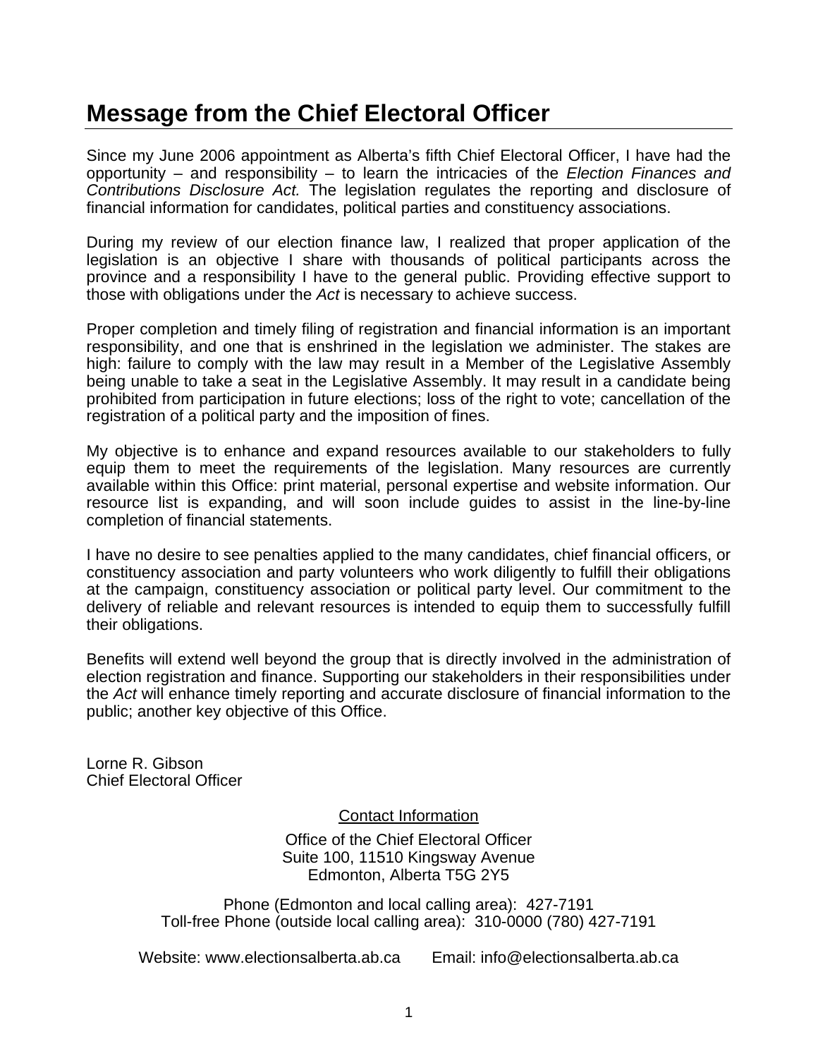# Message from the Chief Electoral Officer

Since my June 2006 appointment as Alberta's fifth Chief Electoral Officer, I have had the opportunity – and responsibility – to learn the intricacies of the *Election Finances and Contributions Disclosure Act.* The legislation regulates the reporting and disclosure of financial information for candidates, political parties and constituency associations.

During my review of our election finance law, I realized that proper application of the legislation is an objective I share with thousands of political participants across the province and a responsibility I have to the general public. Providing effective support to those with obligations under the *Act* is necessary to achieve success.

Proper completion and timely filing of registration and financial information is an important responsibility, and one that is enshrined in the legislation we administer. The stakes are high: failure to comply with the law may result in a Member of the Legislative Assembly being unable to take a seat in the Legislative Assembly. It may result in a candidate being prohibited from participation in future elections; loss of the right to vote; cancellation of the registration of a political party and the imposition of fines.

My objective is to enhance and expand resources available to our stakeholders to fully equip them to meet the requirements of the legislation. Many resources are currently available within this Office: print material, personal expertise and website information. Our resource list is expanding, and will soon include guides to assist in the line-by-line completion of financial statements.

I have no desire to see penalties applied to the many candidates, chief financial officers, or constituency association and party volunteers who work diligently to fulfill their obligations at the campaign, constituency association or political party level. Our commitment to the delivery of reliable and relevant resources is intended to equip them to successfully fulfill their obligations.

Benefits will extend well beyond the group that is directly involved in the administration of election registration and finance. Supporting our stakeholders in their responsibilities under the *Act* will enhance timely reporting and accurate disclosure of financial information to the public; another key objective of this Office.

Lorne R. Gibson
Chief Electoral Officer

Contact Information

Office of the Chief Electoral Officer
Suite 100, 11510 Kingsway Avenue
Edmonton, Alberta T5G 2Y5

Phone (Edmonton and local calling area): 427-7191
Toll-free Phone (outside local calling area): 310-0000 (780) 427-7191

Website: www.electionsalberta.ab.ca Email: info@electionsalberta.ab.ca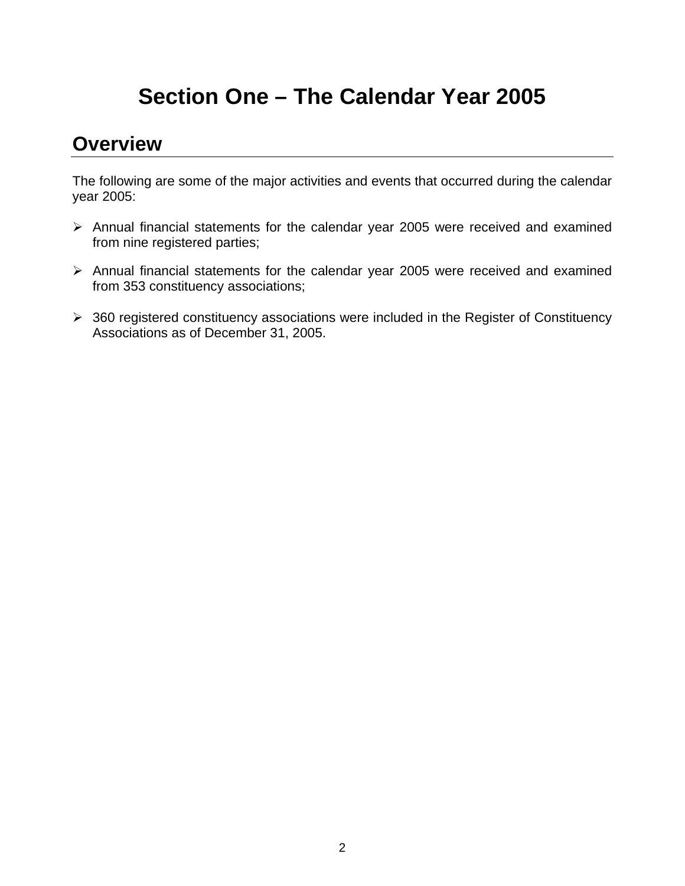# Section One – The Calendar Year 2005

## Overview

The following are some of the major activities and events that occurred during the calendar year 2005:

- Annual financial statements for the calendar year 2005 were received and examined from nine registered parties;
- Annual financial statements for the calendar year 2005 were received and examined from 353 constituency associations;
- 360 registered constituency associations were included in the Register of Constituency Associations as of December 31, 2005.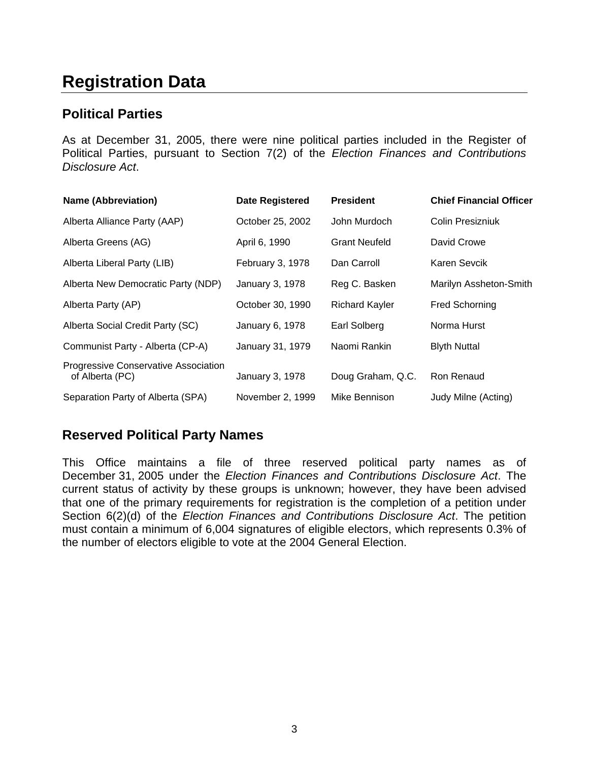# Registration Data

## Political Parties

As at December 31, 2005, there were nine political parties included in the Register of Political Parties, pursuant to Section 7(2) of the *Election Finances and Contributions Disclosure Act*.

| Name (Abbreviation) | Date Registered | President | Chief Financial Officer |
|---|---|---|---|
| Alberta Alliance Party (AAP) | October 25, 2002 | John Murdoch | Colin Presizniuk |
| Alberta Greens (AG) | April 6, 1990 | Grant Neufeld | David Crowe |
| Alberta Liberal Party (LIB) | February 3, 1978 | Dan Carroll | Karen Sevcik |
| Alberta New Democratic Party (NDP) | January 3, 1978 | Reg C. Basken | Marilyn Assheton-Smith |
| Alberta Party (AP) | October 30, 1990 | Richard Kayler | Fred Schorning |
| Alberta Social Credit Party (SC) | January 6, 1978 | Earl Solberg | Norma Hurst |
| Communist Party - Alberta (CP-A) | January 31, 1979 | Naomi Rankin | Blyth Nuttal |
| Progressive Conservative Association of Alberta (PC) | January 3, 1978 | Doug Graham, Q.C. | Ron Renaud |
| Separation Party of Alberta (SPA) | November 2, 1999 | Mike Bennison | Judy Milne (Acting) |

## Reserved Political Party Names

This Office maintains a file of three reserved political party names as of December 31, 2005 under the *Election Finances and Contributions Disclosure Act*. The current status of activity by these groups is unknown; however, they have been advised that one of the primary requirements for registration is the completion of a petition under Section 6(2)(d) of the *Election Finances and Contributions Disclosure Act*. The petition must contain a minimum of 6,004 signatures of eligible electors, which represents 0.3% of the number of electors eligible to vote at the 2004 General Election.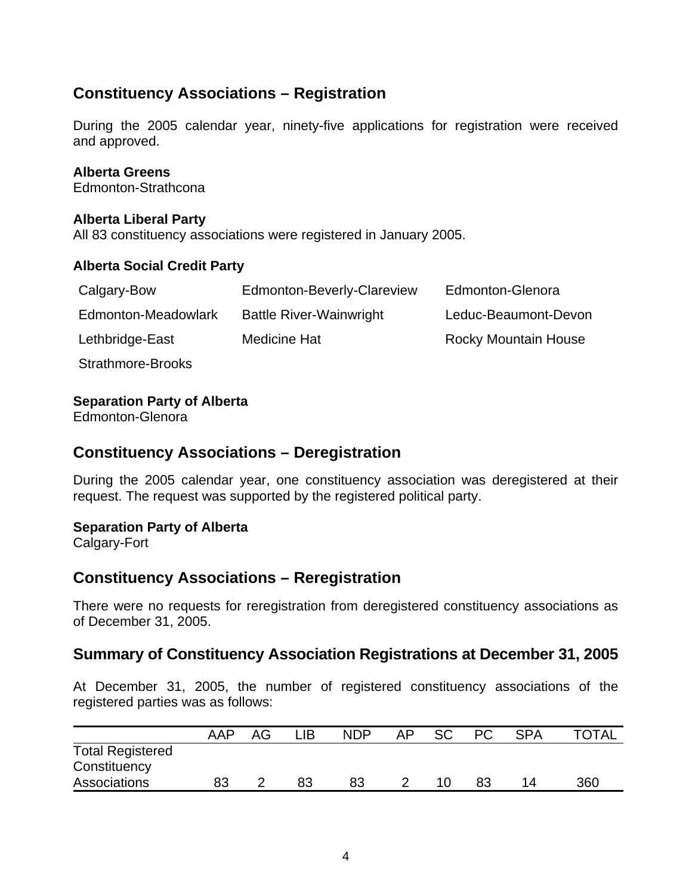## Constituency Associations – Registration

During the 2005 calendar year, ninety-five applications for registration were received and approved.

**Alberta Greens**
Edmonton-Strathcona

**Alberta Liberal Party**
All 83 constituency associations were registered in January 2005.

**Alberta Social Credit Party**

| | | |
|---|---|---|
| Calgary-Bow | Edmonton-Beverly-Clareview | Edmonton-Glenora |
| Edmonton-Meadowlark | Battle River-Wainwright | Leduc-Beaumont-Devon |
| Lethbridge-East | Medicine Hat | Rocky Mountain House |
| Strathmore-Brooks | | |

**Separation Party of Alberta**
Edmonton-Glenora

## Constituency Associations – Deregistration

During the 2005 calendar year, one constituency association was deregistered at their request. The request was supported by the registered political party.

**Separation Party of Alberta**
Calgary-Fort

## Constituency Associations – Reregistration

There were no requests for reregistration from deregistered constituency associations as of December 31, 2005.

## Summary of Constituency Association Registrations at December 31, 2005

At December 31, 2005, the number of registered constituency associations of the registered parties was as follows:

| | AAP | AG | LIB | NDP | AP | SC | PC | SPA | TOTAL |
|---|---|---|---|---|---|---|---|---|---|
| Total Registered Constituency Associations | 83 | 2 | 83 | 83 | 2 | 10 | 83 | 14 | 360 |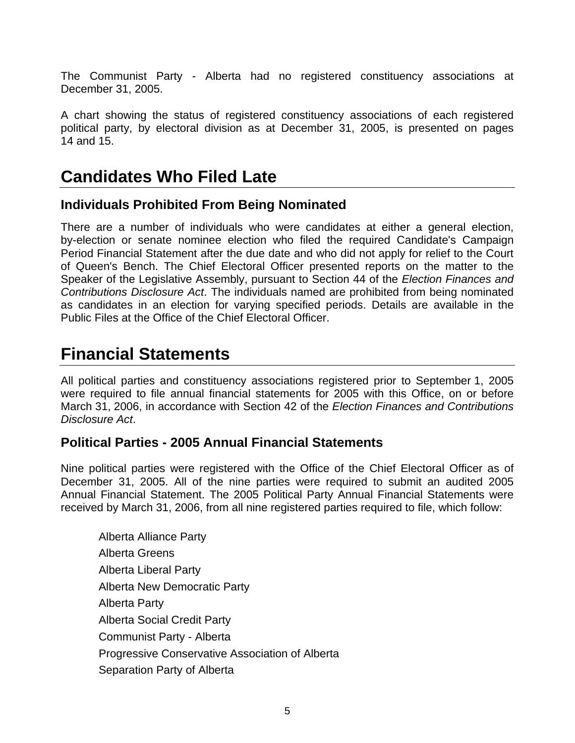The Communist Party - Alberta had no registered constituency associations at December 31, 2005.

A chart showing the status of registered constituency associations of each registered political party, by electoral division as at December 31, 2005, is presented on pages 14 and 15.

# Candidates Who Filed Late

## Individuals Prohibited From Being Nominated

There are a number of individuals who were candidates at either a general election, by-election or senate nominee election who filed the required Candidate's Campaign Period Financial Statement after the due date and who did not apply for relief to the Court of Queen's Bench. The Chief Electoral Officer presented reports on the matter to the Speaker of the Legislative Assembly, pursuant to Section 44 of the *Election Finances and Contributions Disclosure Act*. The individuals named are prohibited from being nominated as candidates in an election for varying specified periods. Details are available in the Public Files at the Office of the Chief Electoral Officer.

# Financial Statements

All political parties and constituency associations registered prior to September 1, 2005 were required to file annual financial statements for 2005 with this Office, on or before March 31, 2006, in accordance with Section 42 of the *Election Finances and Contributions Disclosure Act*.

## Political Parties - 2005 Annual Financial Statements

Nine political parties were registered with the Office of the Chief Electoral Officer as of December 31, 2005. All of the nine parties were required to submit an audited 2005 Annual Financial Statement. The 2005 Political Party Annual Financial Statements were received by March 31, 2006, from all nine registered parties required to file, which follow:

- Alberta Alliance Party
- Alberta Greens
- Alberta Liberal Party
- Alberta New Democratic Party
- Alberta Party
- Alberta Social Credit Party
- Communist Party - Alberta
- Progressive Conservative Association of Alberta
- Separation Party of Alberta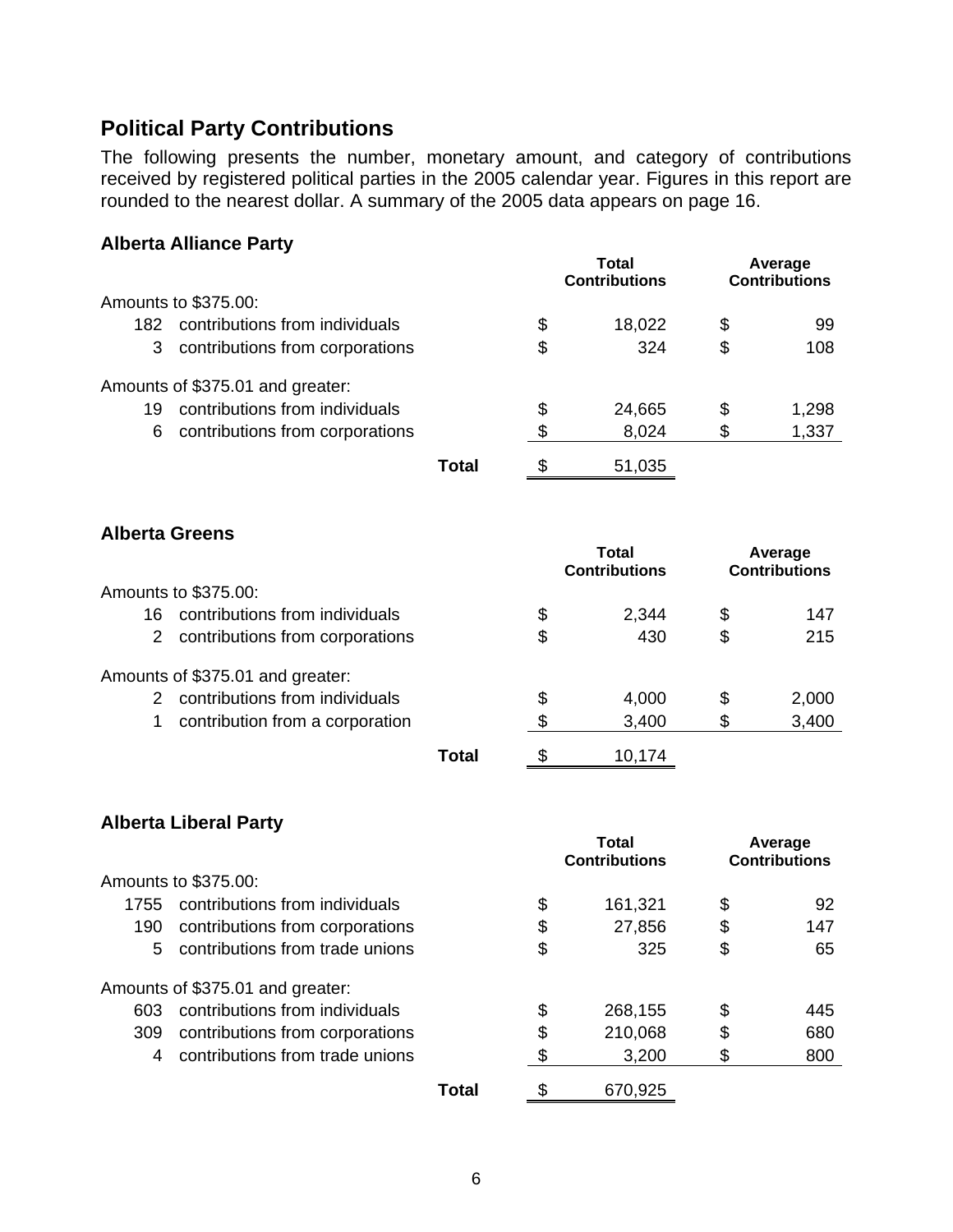## Political Party Contributions

The following presents the number, monetary amount, and category of contributions received by registered political parties in the 2005 calendar year. Figures in this report are rounded to the nearest dollar. A summary of the 2005 data appears on page 16.

### Alberta Alliance Party

| | | Total Contributions | Average Contributions |
|---|---|---|---|
| Amounts to $375.00: | | | |
| 182 | contributions from individuals | $ 18,022 | $ 99 |
| 3 | contributions from corporations | $ 324 | $ 108 |
| Amounts of $375.01 and greater: | | | |
| 19 | contributions from individuals | $ 24,665 | $ 1,298 |
| 6 | contributions from corporations | $ 8,024 | $ 1,337 |
| | **Total** | $ 51,035 | |

### Alberta Greens

| | | Total Contributions | Average Contributions |
|---|---|---|---|
| Amounts to $375.00: | | | |
| 16 | contributions from individuals | $ 2,344 | $ 147 |
| 2 | contributions from corporations | $ 430 | $ 215 |
| Amounts of $375.01 and greater: | | | |
| 2 | contributions from individuals | $ 4,000 | $ 2,000 |
| 1 | contribution from a corporation | $ 3,400 | $ 3,400 |
| | **Total** | $ 10,174 | |

### Alberta Liberal Party

| | | Total Contributions | Average Contributions |
|---|---|---|---|
| Amounts to $375.00: | | | |
| 1755 | contributions from individuals | $ 161,321 | $ 92 |
| 190 | contributions from corporations | $ 27,856 | $ 147 |
| 5 | contributions from trade unions | $ 325 | $ 65 |
| Amounts of $375.01 and greater: | | | |
| 603 | contributions from individuals | $ 268,155 | $ 445 |
| 309 | contributions from corporations | $ 210,068 | $ 680 |
| 4 | contributions from trade unions | $ 3,200 | $ 800 |
| | **Total** | $ 670,925 | |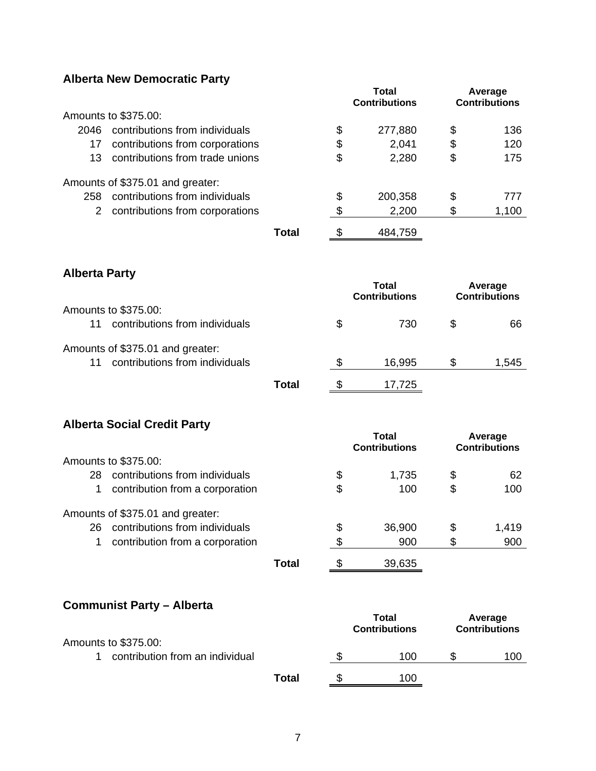## Alberta New Democratic Party

| | Total Contributions | Average Contributions |
|---|---|---|
| Amounts to $375.00: | | |
| 2046 contributions from individuals | $ 277,880 | $ 136 |
| 17 contributions from corporations | $ 2,041 | $ 120 |
| 13 contributions from trade unions | $ 2,280 | $ 175 |
| Amounts of $375.01 and greater: | | |
| 258 contributions from individuals | $ 200,358 | $ 777 |
| 2 contributions from corporations | $ 2,200 | $ 1,100 |
| **Total** | $ 484,759 | |

## Alberta Party

| | Total Contributions | Average Contributions |
|---|---|---|
| Amounts to $375.00: | | |
| 11 contributions from individuals | $ 730 | $ 66 |
| Amounts of $375.01 and greater: | | |
| 11 contributions from individuals | $ 16,995 | $ 1,545 |
| **Total** | $ 17,725 | |

## Alberta Social Credit Party

| | Total Contributions | Average Contributions |
|---|---|---|
| Amounts to $375.00: | | |
| 28 contributions from individuals | $ 1,735 | $ 62 |
| 1 contribution from a corporation | $ 100 | $ 100 |
| Amounts of $375.01 and greater: | | |
| 26 contributions from individuals | $ 36,900 | $ 1,419 |
| 1 contribution from a corporation | $ 900 | $ 900 |
| **Total** | $ 39,635 | |

## Communist Party – Alberta

| | Total Contributions | Average Contributions |
|---|---|---|
| Amounts to $375.00: | | |
| 1 contribution from an individual | $ 100 | $ 100 |
| **Total** | $ 100 | |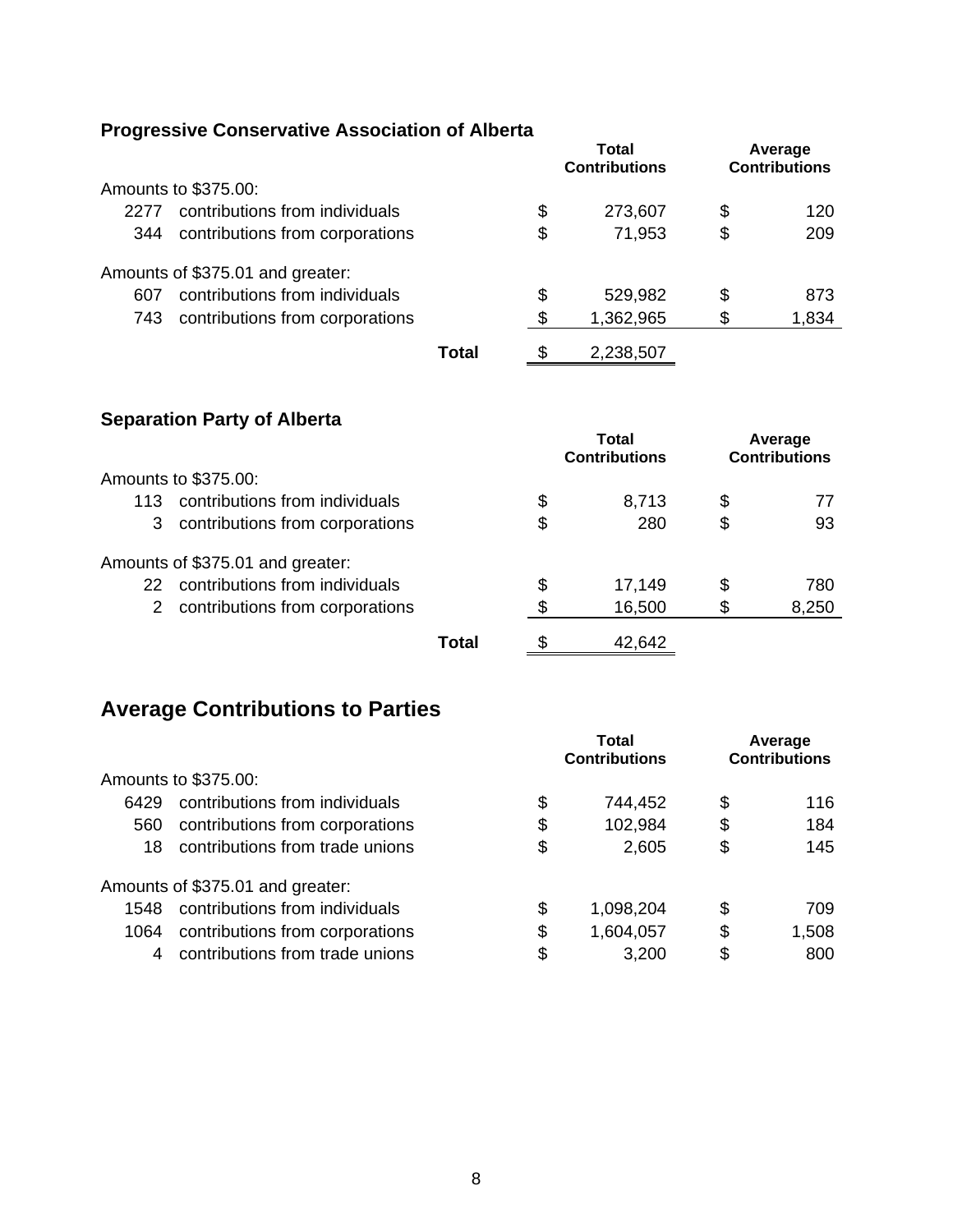### Progressive Conservative Association of Alberta

| | | Total Contributions | Average Contributions |
|---|---|---|---|
| Amounts to $375.00: | | | |
| 2277 | contributions from individuals | $ 273,607 | $ 120 |
| 344 | contributions from corporations | $ 71,953 | $ 209 |
| Amounts of $375.01 and greater: | | | |
| 607 | contributions from individuals | $ 529,982 | $ 873 |
| 743 | contributions from corporations | $ 1,362,965 | $ 1,834 |
| | **Total** | $ 2,238,507 | |

### Separation Party of Alberta

| | | Total Contributions | Average Contributions |
|---|---|---|---|
| Amounts to $375.00: | | | |
| 113 | contributions from individuals | $ 8,713 | $ 77 |
| 3 | contributions from corporations | $ 280 | $ 93 |
| Amounts of $375.01 and greater: | | | |
| 22 | contributions from individuals | $ 17,149 | $ 780 |
| 2 | contributions from corporations | $ 16,500 | $ 8,250 |
| | **Total** | $ 42,642 | |

## Average Contributions to Parties

| | | Total Contributions | Average Contributions |
|---|---|---|---|
| Amounts to $375.00: | | | |
| 6429 | contributions from individuals | $ 744,452 | $ 116 |
| 560 | contributions from corporations | $ 102,984 | $ 184 |
| 18 | contributions from trade unions | $ 2,605 | $ 145 |
| Amounts of $375.01 and greater: | | | |
| 1548 | contributions from individuals | $ 1,098,204 | $ 709 |
| 1064 | contributions from corporations | $ 1,604,057 | $ 1,508 |
| 4 | contributions from trade unions | $ 3,200 | $ 800 |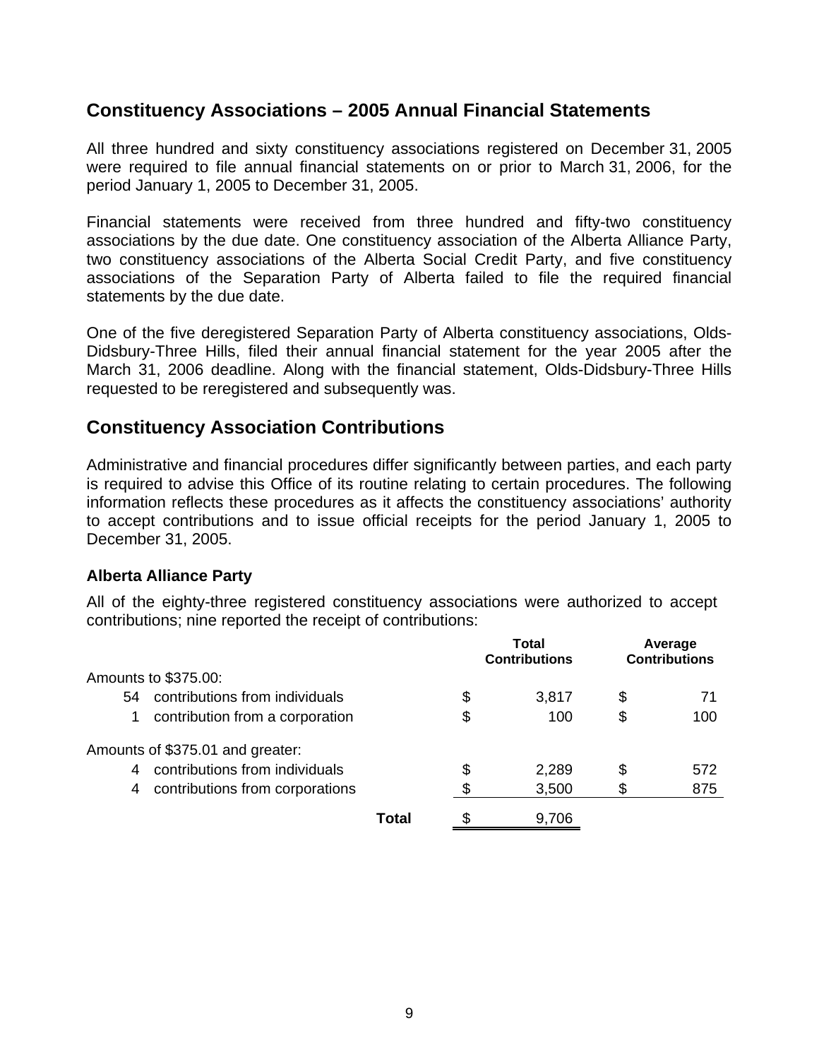## Constituency Associations – 2005 Annual Financial Statements

All three hundred and sixty constituency associations registered on December 31, 2005 were required to file annual financial statements on or prior to March 31, 2006, for the period January 1, 2005 to December 31, 2005.

Financial statements were received from three hundred and fifty-two constituency associations by the due date. One constituency association of the Alberta Alliance Party, two constituency associations of the Alberta Social Credit Party, and five constituency associations of the Separation Party of Alberta failed to file the required financial statements by the due date.

One of the five deregistered Separation Party of Alberta constituency associations, Olds-Didsbury-Three Hills, filed their annual financial statement for the year 2005 after the March 31, 2006 deadline. Along with the financial statement, Olds-Didsbury-Three Hills requested to be reregistered and subsequently was.

## Constituency Association Contributions

Administrative and financial procedures differ significantly between parties, and each party is required to advise this Office of its routine relating to certain procedures. The following information reflects these procedures as it affects the constituency associations' authority to accept contributions and to issue official receipts for the period January 1, 2005 to December 31, 2005.

### Alberta Alliance Party

All of the eighty-three registered constituency associations were authorized to accept contributions; nine reported the receipt of contributions:

| | | Total Contributions | Average Contributions |
|---|---|---|---|
| Amounts to $375.00: | | | |
| 54 | contributions from individuals | $ 3,817 | $ 71 |
| 1 | contribution from a corporation | $ 100 | $ 100 |
| Amounts of $375.01 and greater: | | | |
| 4 | contributions from individuals | $ 2,289 | $ 572 |
| 4 | contributions from corporations | $ 3,500 | $ 875 |
| | **Total** | $ 9,706 | |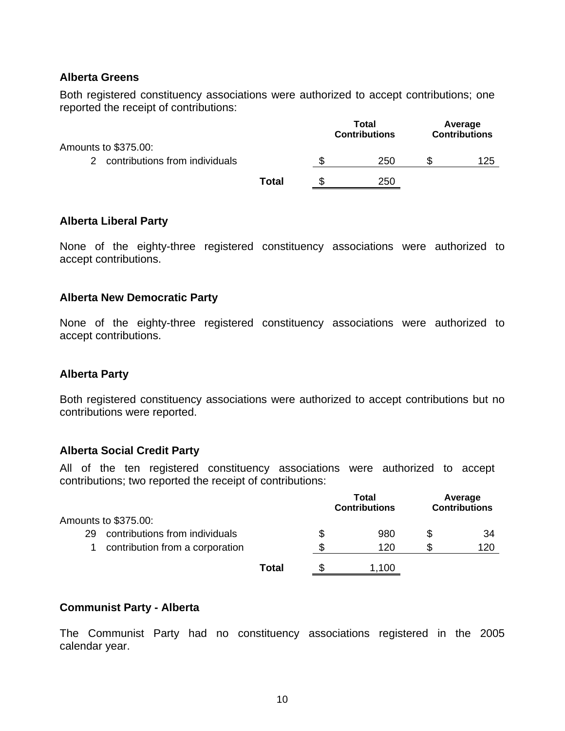### Alberta Greens

Both registered constituency associations were authorized to accept contributions; one reported the receipt of contributions:

| | Total Contributions | Average Contributions |
|---|---|---|
| Amounts to $375.00: | | |
| 2 contributions from individuals | $ 250 | $ 125 |
| **Total** | $ 250 | |

### Alberta Liberal Party

None of the eighty-three registered constituency associations were authorized to accept contributions.

### Alberta New Democratic Party

None of the eighty-three registered constituency associations were authorized to accept contributions.

### Alberta Party

Both registered constituency associations were authorized to accept contributions but no contributions were reported.

### Alberta Social Credit Party

All of the ten registered constituency associations were authorized to accept contributions; two reported the receipt of contributions:

| | Total Contributions | Average Contributions |
|---|---|---|
| Amounts to $375.00: | | |
| 29 contributions from individuals | $ 980 | $ 34 |
| 1 contribution from a corporation | $ 120 | $ 120 |
| **Total** | $ 1,100 | |

### Communist Party - Alberta

The Communist Party had no constituency associations registered in the 2005 calendar year.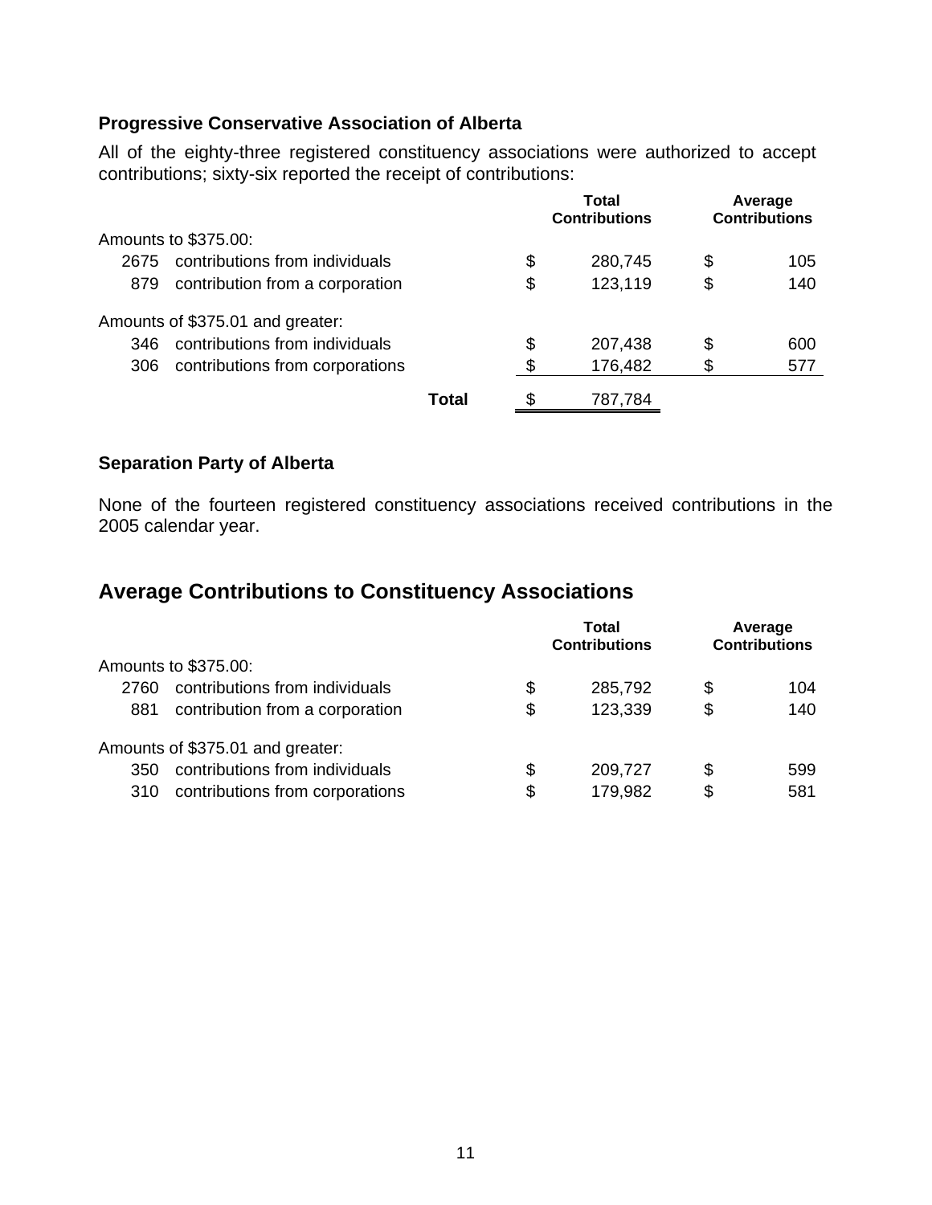### Progressive Conservative Association of Alberta

All of the eighty-three registered constituency associations were authorized to accept contributions; sixty-six reported the receipt of contributions:

| | | Total Contributions | Average Contributions |
|---|---|---|---|
| Amounts to $375.00: | | | |
| 2675 | contributions from individuals | $ 280,745 | $ 105 |
| 879 | contribution from a corporation | $ 123,119 | $ 140 |
| Amounts of $375.01 and greater: | | | |
| 346 | contributions from individuals | $ 207,438 | $ 600 |
| 306 | contributions from corporations | $ 176,482 | $ 577 |
| | **Total** | $ 787,784 | |

### Separation Party of Alberta

None of the fourteen registered constituency associations received contributions in the 2005 calendar year.

## Average Contributions to Constituency Associations

| | | Total Contributions | Average Contributions |
|---|---|---|---|
| Amounts to $375.00: | | | |
| 2760 | contributions from individuals | $ 285,792 | $ 104 |
| 881 | contribution from a corporation | $ 123,339 | $ 140 |
| Amounts of $375.01 and greater: | | | |
| 350 | contributions from individuals | $ 209,727 | $ 599 |
| 310 | contributions from corporations | $ 179,982 | $ 581 |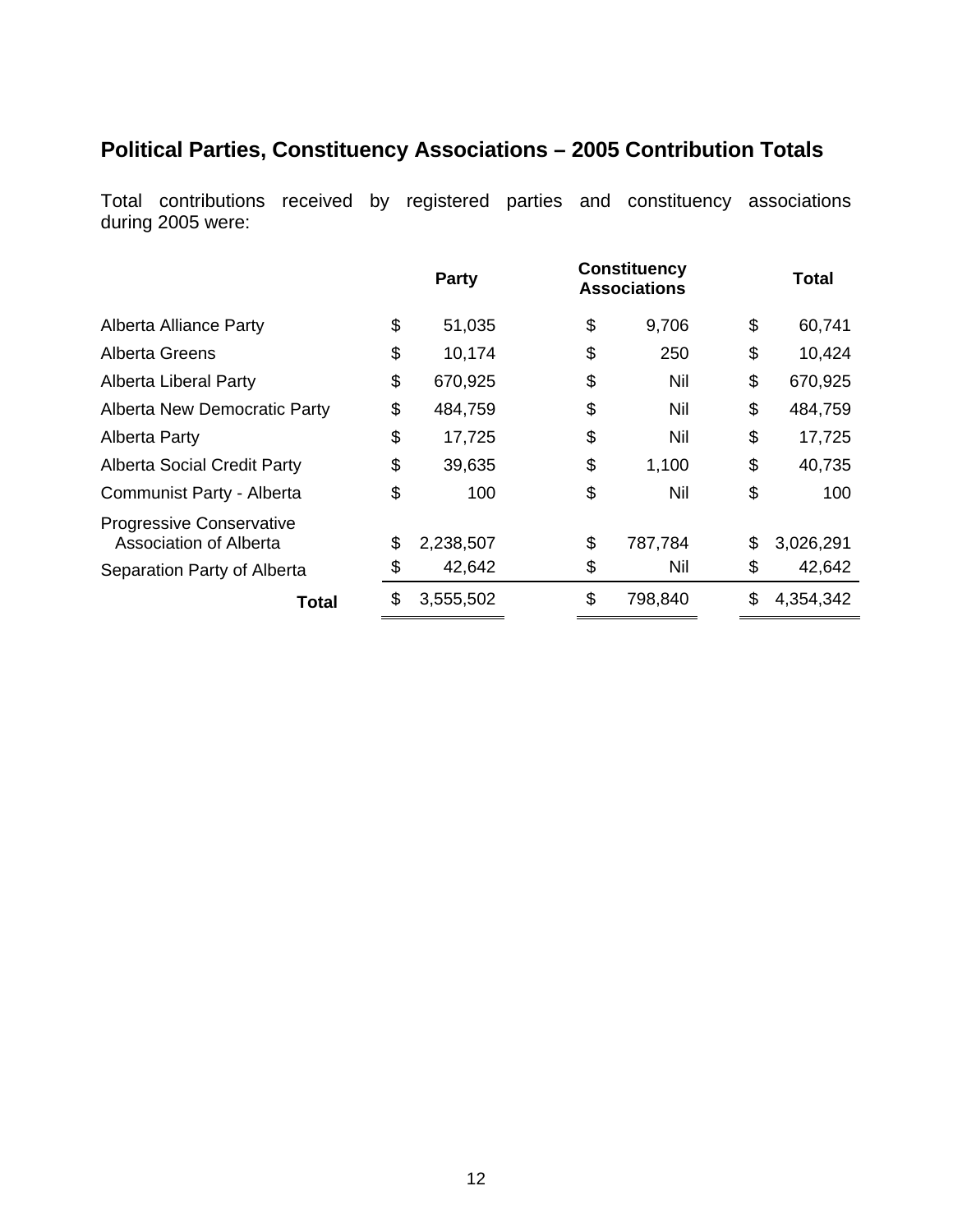## Political Parties, Constituency Associations – 2005 Contribution Totals

Total contributions received by registered parties and constituency associations during 2005 were:

| | Party | Constituency Associations | Total |
|---|---|---|---|
| Alberta Alliance Party | $ 51,035 | $ 9,706 | $ 60,741 |
| Alberta Greens | $ 10,174 | $ 250 | $ 10,424 |
| Alberta Liberal Party | $ 670,925 | $ Nil | $ 670,925 |
| Alberta New Democratic Party | $ 484,759 | $ Nil | $ 484,759 |
| Alberta Party | $ 17,725 | $ Nil | $ 17,725 |
| Alberta Social Credit Party | $ 39,635 | $ 1,100 | $ 40,735 |
| Communist Party - Alberta | $ 100 | $ Nil | $ 100 |
| Progressive Conservative Association of Alberta | $ 2,238,507 | $ 787,784 | $ 3,026,291 |
| Separation Party of Alberta | $ 42,642 | $ Nil | $ 42,642 |
| **Total** | $ 3,555,502 | $ 798,840 | $ 4,354,342 |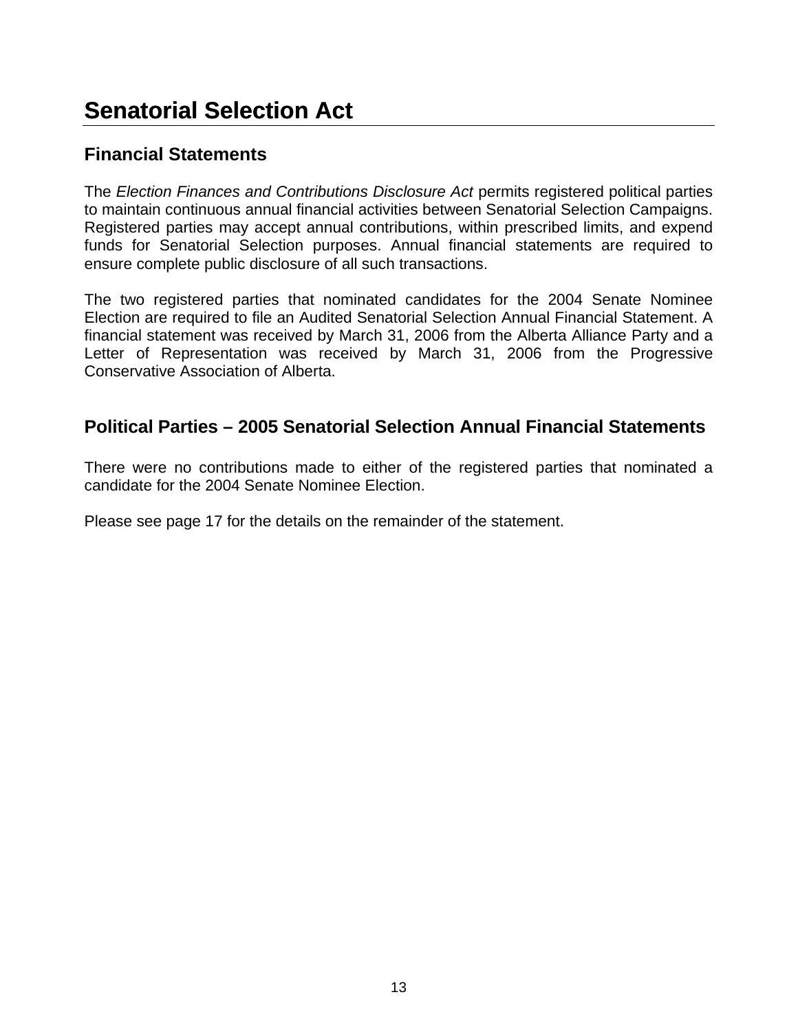# Senatorial Selection Act

## Financial Statements

The *Election Finances and Contributions Disclosure Act* permits registered political parties to maintain continuous annual financial activities between Senatorial Selection Campaigns. Registered parties may accept annual contributions, within prescribed limits, and expend funds for Senatorial Selection purposes. Annual financial statements are required to ensure complete public disclosure of all such transactions.

The two registered parties that nominated candidates for the 2004 Senate Nominee Election are required to file an Audited Senatorial Selection Annual Financial Statement. A financial statement was received by March 31, 2006 from the Alberta Alliance Party and a Letter of Representation was received by March 31, 2006 from the Progressive Conservative Association of Alberta.

## Political Parties – 2005 Senatorial Selection Annual Financial Statements

There were no contributions made to either of the registered parties that nominated a candidate for the 2004 Senate Nominee Election.

Please see page 17 for the details on the remainder of the statement.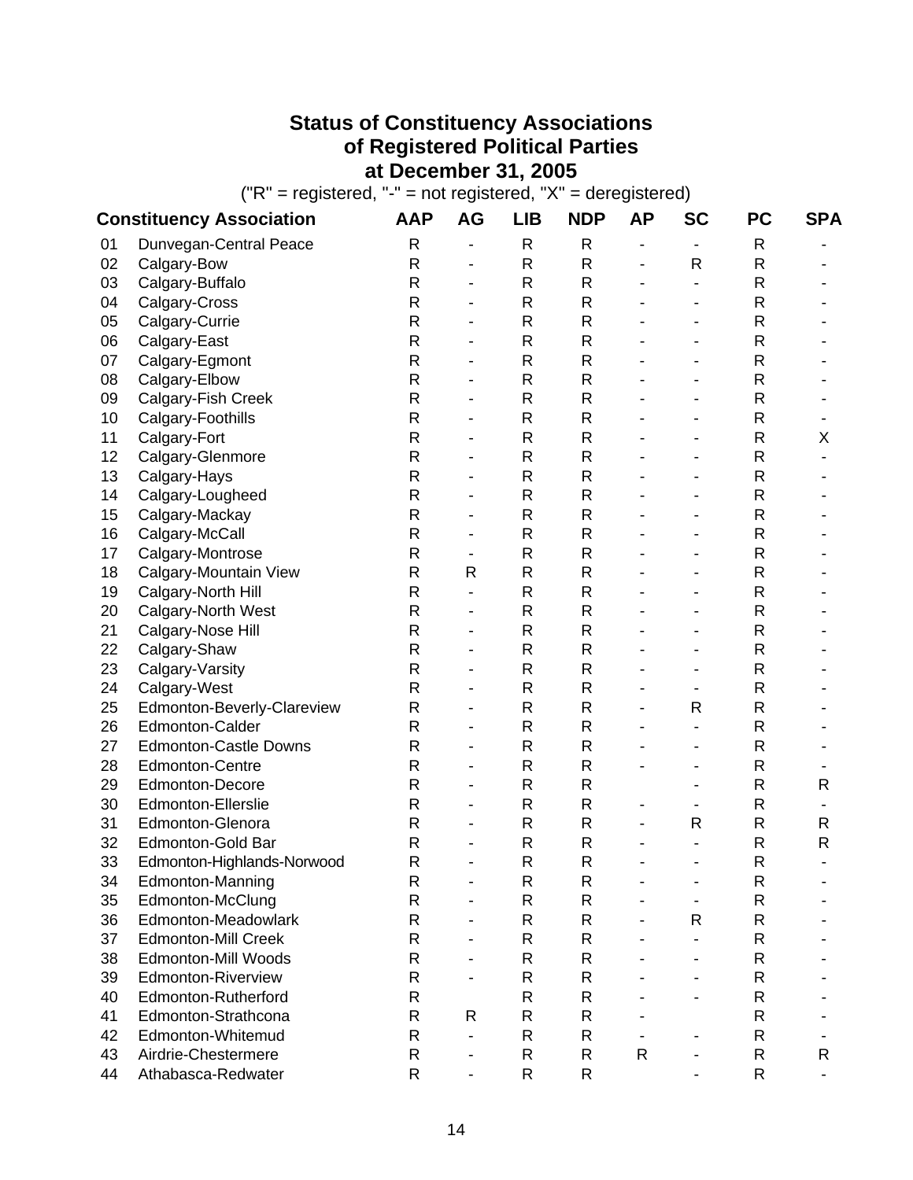# Status of Constituency Associations of Registered Political Parties at December 31, 2005

("R" = registered, "-" = not registered, "X" = deregistered)

| | Constituency Association | AAP | AG | LIB | NDP | AP | SC | PC | SPA |
|---|---|---|---|---|---|---|---|---|---|
| 01 | Dunvegan-Central Peace | R | - | R | R | - | - | R | - |
| 02 | Calgary-Bow | R | - | R | R | - | R | R | - |
| 03 | Calgary-Buffalo | R | - | R | R | - | - | R | - |
| 04 | Calgary-Cross | R | - | R | R | - | - | R | - |
| 05 | Calgary-Currie | R | - | R | R | - | - | R | - |
| 06 | Calgary-East | R | - | R | R | - | - | R | - |
| 07 | Calgary-Egmont | R | - | R | R | - | - | R | - |
| 08 | Calgary-Elbow | R | - | R | R | - | - | R | - |
| 09 | Calgary-Fish Creek | R | - | R | R | - | - | R | - |
| 10 | Calgary-Foothills | R | - | R | R | - | - | R | - |
| 11 | Calgary-Fort | R | - | R | R | - | - | R | X |
| 12 | Calgary-Glenmore | R | - | R | R | - | - | R | - |
| 13 | Calgary-Hays | R | - | R | R | - | - | R | - |
| 14 | Calgary-Lougheed | R | - | R | R | - | - | R | - |
| 15 | Calgary-Mackay | R | - | R | R | - | - | R | - |
| 16 | Calgary-McCall | R | - | R | R | - | - | R | - |
| 17 | Calgary-Montrose | R | - | R | R | - | - | R | - |
| 18 | Calgary-Mountain View | R | R | R | R | - | - | R | - |
| 19 | Calgary-North Hill | R | - | R | R | - | - | R | - |
| 20 | Calgary-North West | R | - | R | R | - | - | R | - |
| 21 | Calgary-Nose Hill | R | - | R | R | - | - | R | - |
| 22 | Calgary-Shaw | R | - | R | R | - | - | R | - |
| 23 | Calgary-Varsity | R | - | R | R | - | - | R | - |
| 24 | Calgary-West | R | - | R | R | - | - | R | - |
| 25 | Edmonton-Beverly-Clareview | R | - | R | R | - | R | R | - |
| 26 | Edmonton-Calder | R | - | R | R | - | - | R | - |
| 27 | Edmonton-Castle Downs | R | - | R | R | - | - | R | - |
| 28 | Edmonton-Centre | R | - | R | R | - | - | R | - |
| 29 | Edmonton-Decore | R | - | R | R | | - | R | R |
| 30 | Edmonton-Ellerslie | R | - | R | R | - | - | R | - |
| 31 | Edmonton-Glenora | R | - | R | R | - | R | R | R |
| 32 | Edmonton-Gold Bar | R | - | R | R | - | - | R | R |
| 33 | Edmonton-Highlands-Norwood | R | - | R | R | - | - | R | - |
| 34 | Edmonton-Manning | R | - | R | R | - | - | R | - |
| 35 | Edmonton-McClung | R | - | R | R | - | - | R | - |
| 36 | Edmonton-Meadowlark | R | - | R | R | - | R | R | - |
| 37 | Edmonton-Mill Creek | R | - | R | R | - | - | R | - |
| 38 | Edmonton-Mill Woods | R | - | R | R | - | - | R | - |
| 39 | Edmonton-Riverview | R | - | R | R | - | - | R | - |
| 40 | Edmonton-Rutherford | R | | R | R | - | - | R | - |
| 41 | Edmonton-Strathcona | R | R | R | R | - | | R | - |
| 42 | Edmonton-Whitemud | R | - | R | R | - | - | R | - |
| 43 | Airdrie-Chestermere | R | - | R | R | R | - | R | R |
| 44 | Athabasca-Redwater | R | - | R | R | | - | R | - |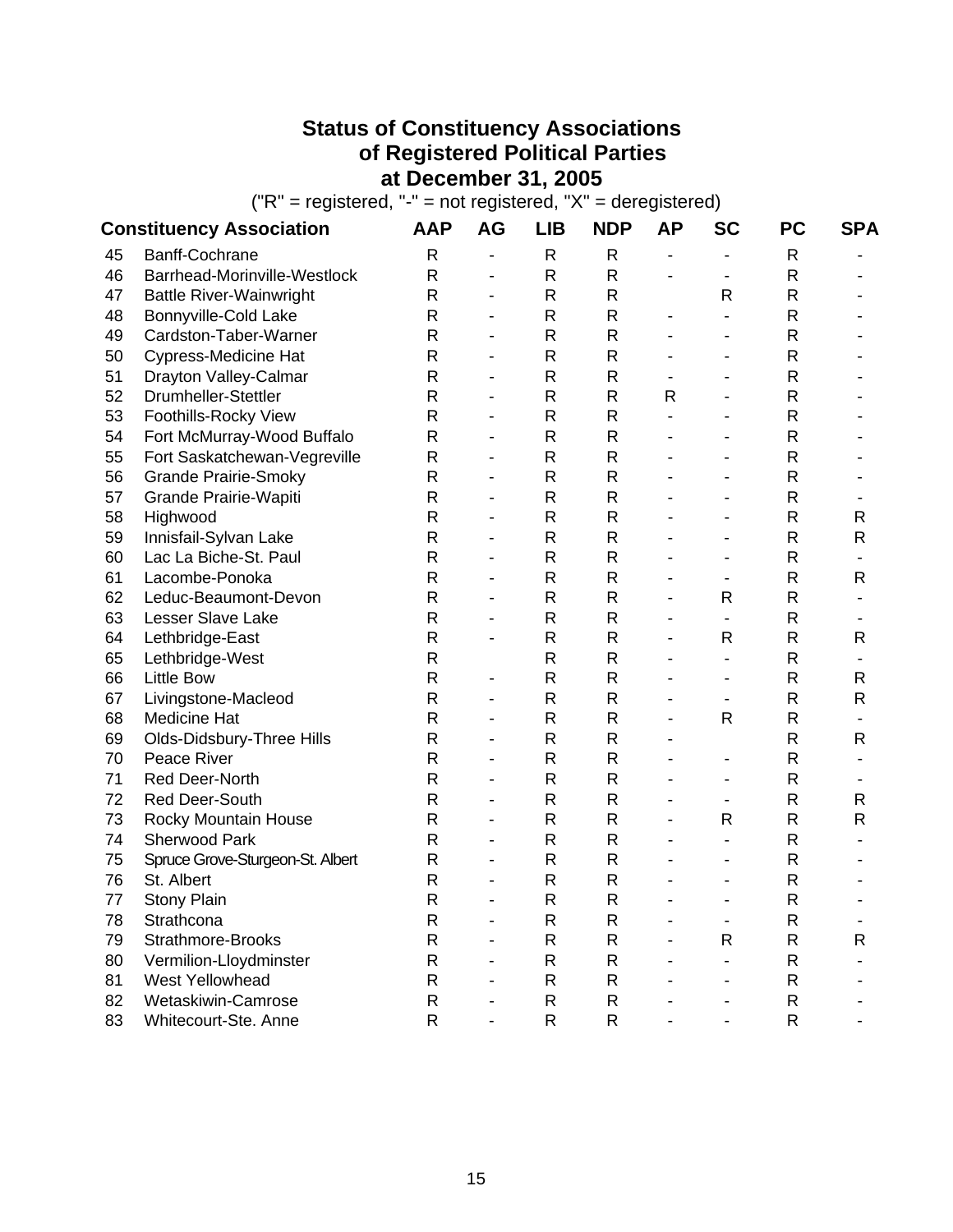# Status of Constituency Associations of Registered Political Parties at December 31, 2005

("R" = registered, "-" = not registered, "X" = deregistered)

| | Constituency Association | AAP | AG | LIB | NDP | AP | SC | PC | SPA |
|---|---|---|---|---|---|---|---|---|---|
| 45 | Banff-Cochrane | R | - | R | R | - | - | R | - |
| 46 | Barrhead-Morinville-Westlock | R | - | R | R | - | - | R | - |
| 47 | Battle River-Wainwright | R | - | R | R | | R | R | - |
| 48 | Bonnyville-Cold Lake | R | - | R | R | - | - | R | - |
| 49 | Cardston-Taber-Warner | R | - | R | R | - | - | R | - |
| 50 | Cypress-Medicine Hat | R | - | R | R | - | - | R | - |
| 51 | Drayton Valley-Calmar | R | - | R | R | - | - | R | - |
| 52 | Drumheller-Stettler | R | - | R | R | R | - | R | - |
| 53 | Foothills-Rocky View | R | - | R | R | - | - | R | - |
| 54 | Fort McMurray-Wood Buffalo | R | - | R | R | - | - | R | - |
| 55 | Fort Saskatchewan-Vegreville | R | - | R | R | - | - | R | - |
| 56 | Grande Prairie-Smoky | R | - | R | R | - | - | R | - |
| 57 | Grande Prairie-Wapiti | R | - | R | R | - | - | R | - |
| 58 | Highwood | R | - | R | R | - | - | R | R |
| 59 | Innisfail-Sylvan Lake | R | - | R | R | - | - | R | R |
| 60 | Lac La Biche-St. Paul | R | - | R | R | - | - | R | - |
| 61 | Lacombe-Ponoka | R | - | R | R | - | - | R | R |
| 62 | Leduc-Beaumont-Devon | R | - | R | R | - | R | R | - |
| 63 | Lesser Slave Lake | R | - | R | R | - | - | R | - |
| 64 | Lethbridge-East | R | - | R | R | - | R | R | R |
| 65 | Lethbridge-West | R | | R | R | - | - | R | - |
| 66 | Little Bow | R | - | R | R | - | - | R | R |
| 67 | Livingstone-Macleod | R | - | R | R | - | - | R | R |
| 68 | Medicine Hat | R | - | R | R | - | R | R | - |
| 69 | Olds-Didsbury-Three Hills | R | - | R | R | - | | R | R |
| 70 | Peace River | R | - | R | R | - | - | R | - |
| 71 | Red Deer-North | R | - | R | R | - | - | R | - |
| 72 | Red Deer-South | R | - | R | R | - | - | R | R |
| 73 | Rocky Mountain House | R | - | R | R | - | R | R | R |
| 74 | Sherwood Park | R | - | R | R | - | - | R | - |
| 75 | Spruce Grove-Sturgeon-St. Albert | R | - | R | R | - | - | R | - |
| 76 | St. Albert | R | - | R | R | - | - | R | - |
| 77 | Stony Plain | R | - | R | R | - | - | R | - |
| 78 | Strathcona | R | - | R | R | - | - | R | - |
| 79 | Strathmore-Brooks | R | - | R | R | - | R | R | R |
| 80 | Vermilion-Lloydminster | R | - | R | R | - | - | R | - |
| 81 | West Yellowhead | R | - | R | R | - | - | R | - |
| 82 | Wetaskiwin-Camrose | R | - | R | R | - | - | R | - |
| 83 | Whitecourt-Ste. Anne | R | - | R | R | - | - | R | - |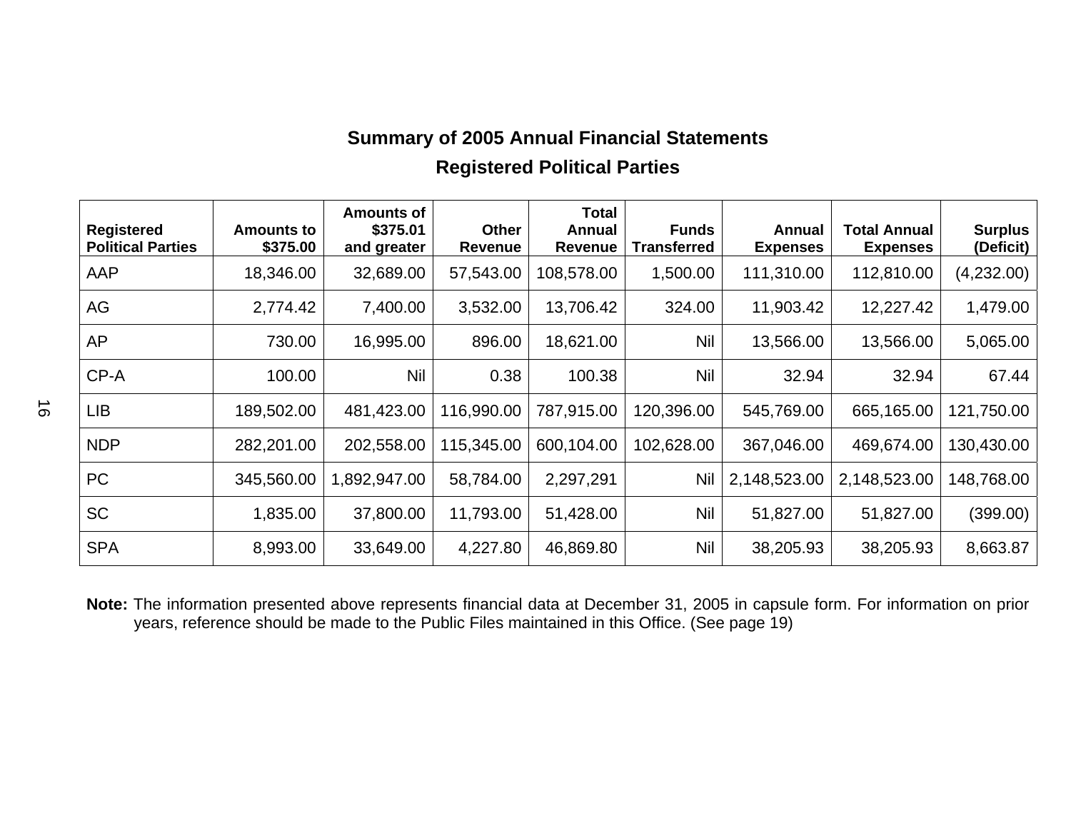## Summary of 2005 Annual Financial Statements

## Registered Political Parties

| Registered Political Parties | Amounts to $375.00 | Amounts of $375.01 and greater | Other Revenue | Total Annual Revenue | Funds Transferred | Annual Expenses | Total Annual Expenses | Surplus (Deficit) |
|---|---|---|---|---|---|---|---|---|
| AAP | 18,346.00 | 32,689.00 | 57,543.00 | 108,578.00 | 1,500.00 | 111,310.00 | 112,810.00 | (4,232.00) |
| AG | 2,774.42 | 7,400.00 | 3,532.00 | 13,706.42 | 324.00 | 11,903.42 | 12,227.42 | 1,479.00 |
| AP | 730.00 | 16,995.00 | 896.00 | 18,621.00 | Nil | 13,566.00 | 13,566.00 | 5,065.00 |
| CP-A | 100.00 | Nil | 0.38 | 100.38 | Nil | 32.94 | 32.94 | 67.44 |
| LIB | 189,502.00 | 481,423.00 | 116,990.00 | 787,915.00 | 120,396.00 | 545,769.00 | 665,165.00 | 121,750.00 |
| NDP | 282,201.00 | 202,558.00 | 115,345.00 | 600,104.00 | 102,628.00 | 367,046.00 | 469,674.00 | 130,430.00 |
| PC | 345,560.00 | 1,892,947.00 | 58,784.00 | 2,297,291 | Nil | 2,148,523.00 | 2,148,523.00 | 148,768.00 |
| SC | 1,835.00 | 37,800.00 | 11,793.00 | 51,428.00 | Nil | 51,827.00 | 51,827.00 | (399.00) |
| SPA | 8,993.00 | 33,649.00 | 4,227.80 | 46,869.80 | Nil | 38,205.93 | 38,205.93 | 8,663.87 |

**Note:** The information presented above represents financial data at December 31, 2005 in capsule form. For information on prior years, reference should be made to the Public Files maintained in this Office. (See page 19)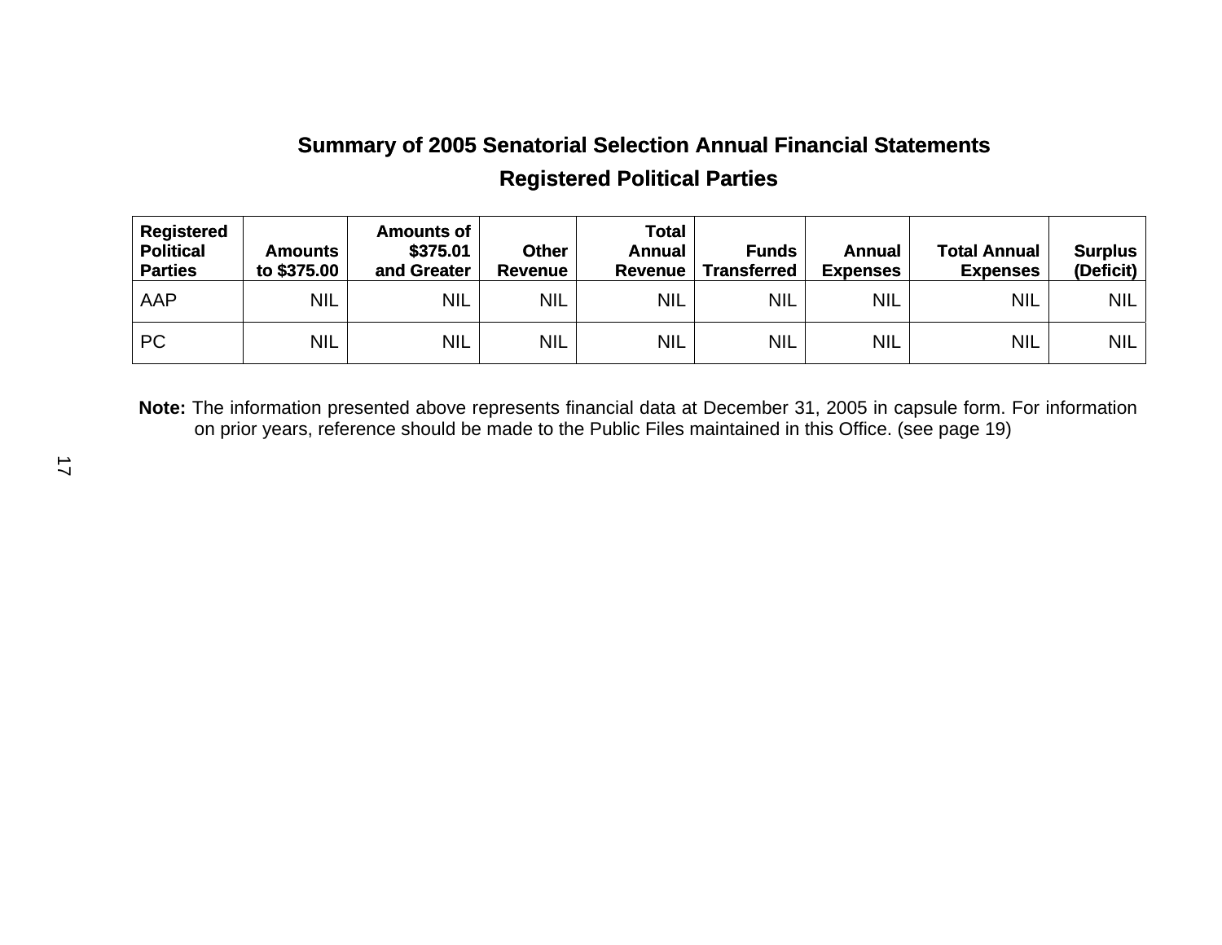## Summary of 2005 Senatorial Selection Annual Financial Statements

## Registered Political Parties

| Registered Political Parties | Amounts to $375.00 | Amounts of $375.01 and Greater | Other Revenue | Total Annual Revenue | Funds Transferred | Annual Expenses | Total Annual Expenses | Surplus (Deficit) |
|---|---|---|---|---|---|---|---|---|
| AAP | NIL | NIL | NIL | NIL | NIL | NIL | NIL | NIL |
| PC | NIL | NIL | NIL | NIL | NIL | NIL | NIL | NIL |

**Note:** The information presented above represents financial data at December 31, 2005 in capsule form. For information on prior years, reference should be made to the Public Files maintained in this Office. (see page 19)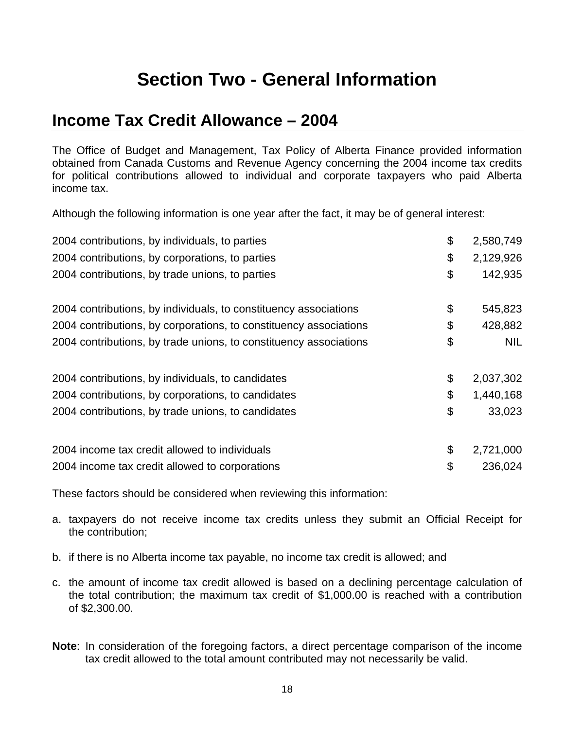# Section Two - General Information

## Income Tax Credit Allowance – 2004

The Office of Budget and Management, Tax Policy of Alberta Finance provided information obtained from Canada Customs and Revenue Agency concerning the 2004 income tax credits for political contributions allowed to individual and corporate taxpayers who paid Alberta income tax.

Although the following information is one year after the fact, it may be of general interest:

| | | |
|---|---|---|
| 2004 contributions, by individuals, to parties | $ | 2,580,749 |
| 2004 contributions, by corporations, to parties | $ | 2,129,926 |
| 2004 contributions, by trade unions, to parties | $ | 142,935 |
| | | |
| 2004 contributions, by individuals, to constituency associations | $ | 545,823 |
| 2004 contributions, by corporations, to constituency associations | $ | 428,882 |
| 2004 contributions, by trade unions, to constituency associations | $ | NIL |
| | | |
| 2004 contributions, by individuals, to candidates | $ | 2,037,302 |
| 2004 contributions, by corporations, to candidates | $ | 1,440,168 |
| 2004 contributions, by trade unions, to candidates | $ | 33,023 |
| | | |
| 2004 income tax credit allowed to individuals | $ | 2,721,000 |
| 2004 income tax credit allowed to corporations | $ | 236,024 |

These factors should be considered when reviewing this information:

a. taxpayers do not receive income tax credits unless they submit an Official Receipt for the contribution;

b. if there is no Alberta income tax payable, no income tax credit is allowed; and

c. the amount of income tax credit allowed is based on a declining percentage calculation of the total contribution; the maximum tax credit of $1,000.00 is reached with a contribution of $2,300.00.

**Note**: In consideration of the foregoing factors, a direct percentage comparison of the income tax credit allowed to the total amount contributed may not necessarily be valid.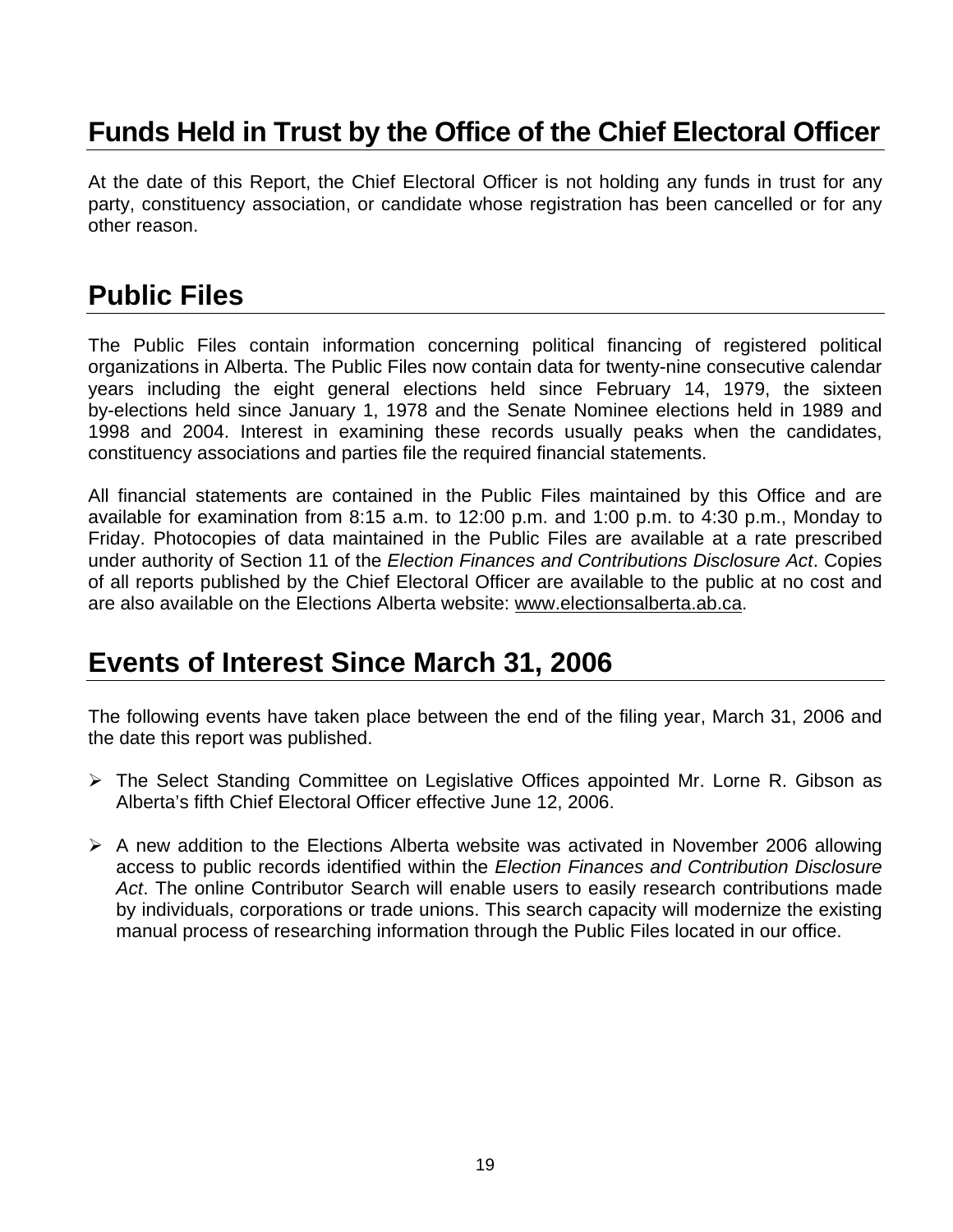## Funds Held in Trust by the Office of the Chief Electoral Officer

At the date of this Report, the Chief Electoral Officer is not holding any funds in trust for any party, constituency association, or candidate whose registration has been cancelled or for any other reason.

## Public Files

The Public Files contain information concerning political financing of registered political organizations in Alberta. The Public Files now contain data for twenty-nine consecutive calendar years including the eight general elections held since February 14, 1979, the sixteen by-elections held since January 1, 1978 and the Senate Nominee elections held in 1989 and 1998 and 2004. Interest in examining these records usually peaks when the candidates, constituency associations and parties file the required financial statements.

All financial statements are contained in the Public Files maintained by this Office and are available for examination from 8:15 a.m. to 12:00 p.m. and 1:00 p.m. to 4:30 p.m., Monday to Friday. Photocopies of data maintained in the Public Files are available at a rate prescribed under authority of Section 11 of the *Election Finances and Contributions Disclosure Act*. Copies of all reports published by the Chief Electoral Officer are available to the public at no cost and are also available on the Elections Alberta website: www.electionsalberta.ab.ca.

## Events of Interest Since March 31, 2006

The following events have taken place between the end of the filing year, March 31, 2006 and the date this report was published.

- The Select Standing Committee on Legislative Offices appointed Mr. Lorne R. Gibson as Alberta's fifth Chief Electoral Officer effective June 12, 2006.
- A new addition to the Elections Alberta website was activated in November 2006 allowing access to public records identified within the *Election Finances and Contribution Disclosure Act*. The online Contributor Search will enable users to easily research contributions made by individuals, corporations or trade unions. This search capacity will modernize the existing manual process of researching information through the Public Files located in our office.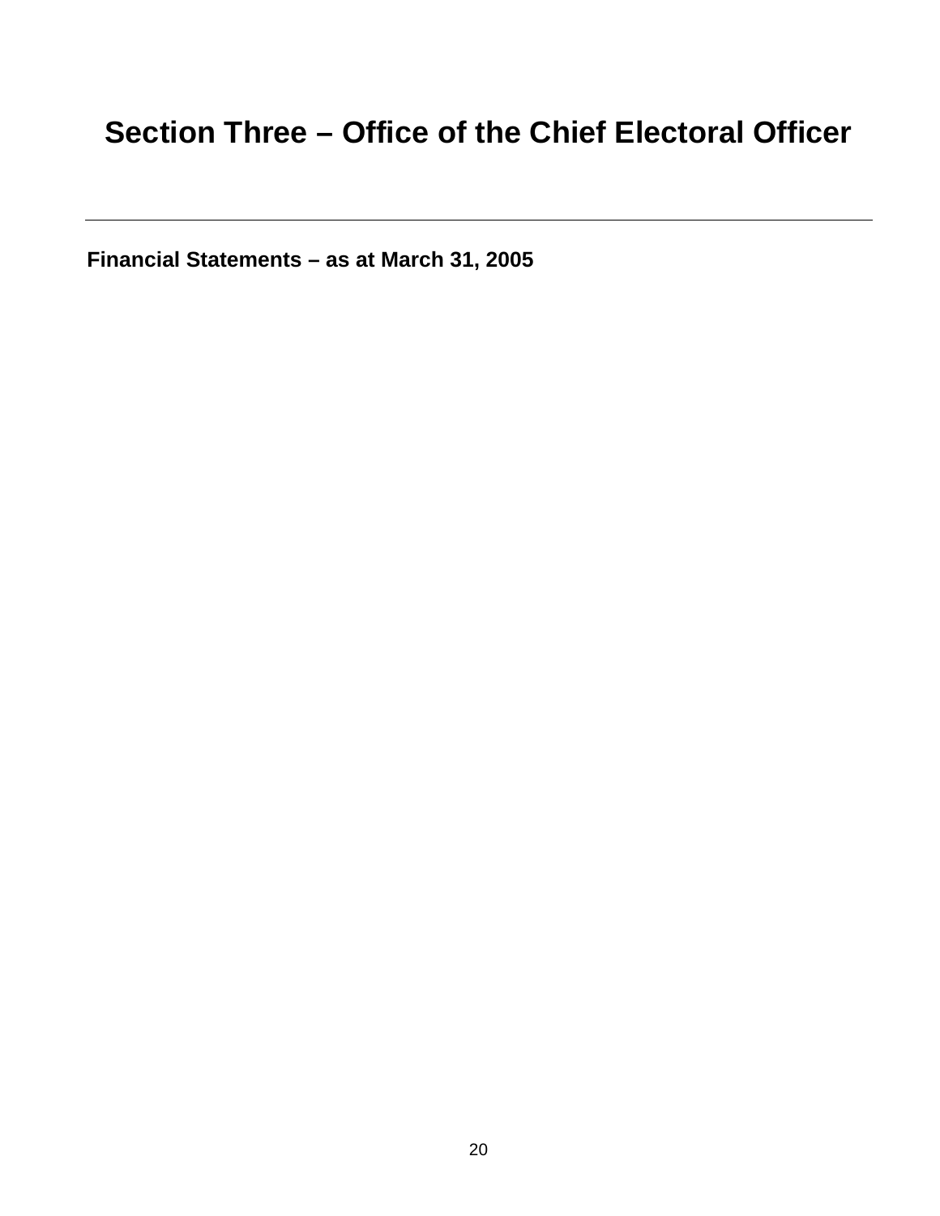# Section Three – Office of the Chief Electoral Officer

---

**Financial Statements – as at March 31, 2005**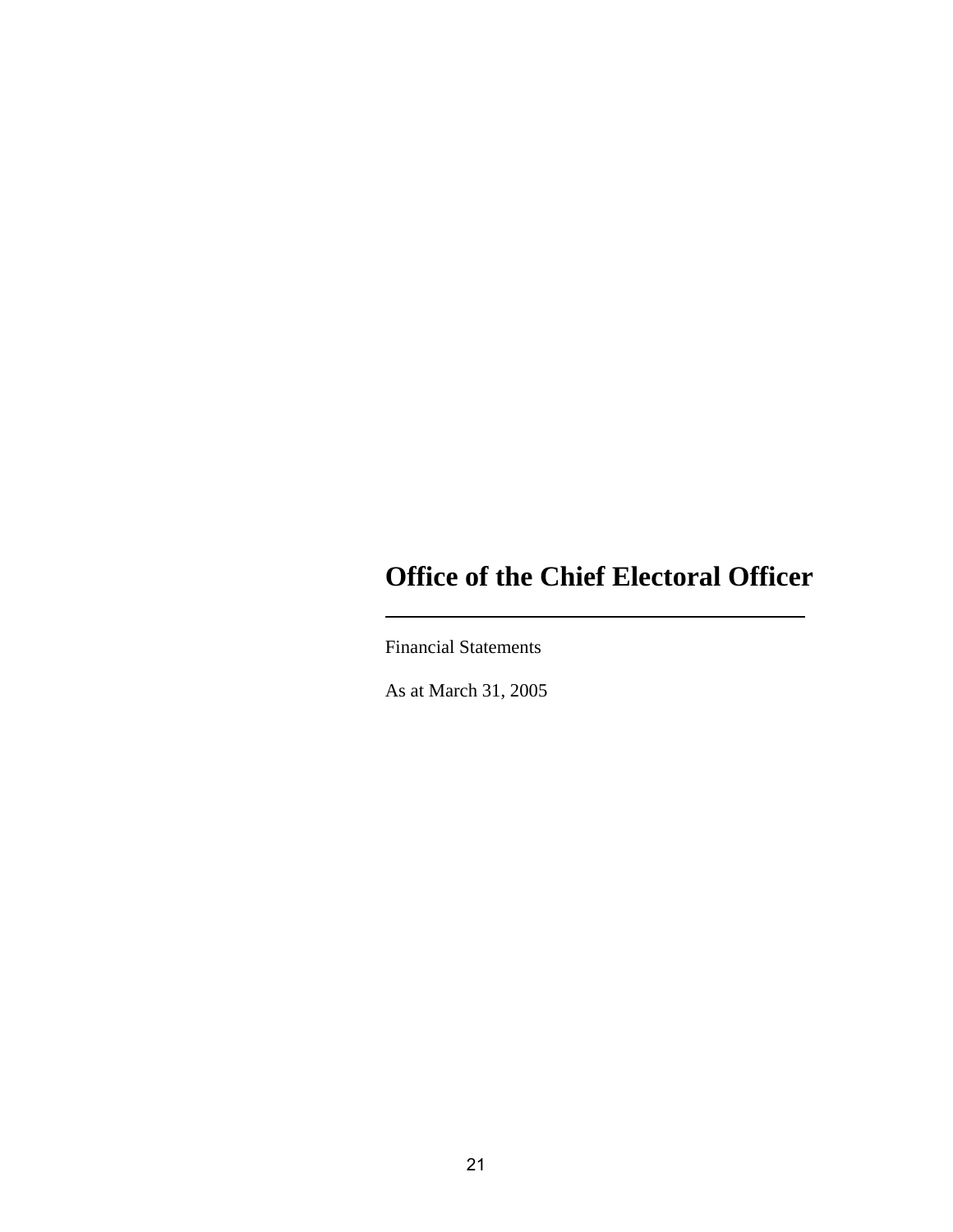# Office of the Chief Electoral Officer

---

Financial Statements

As at March 31, 2005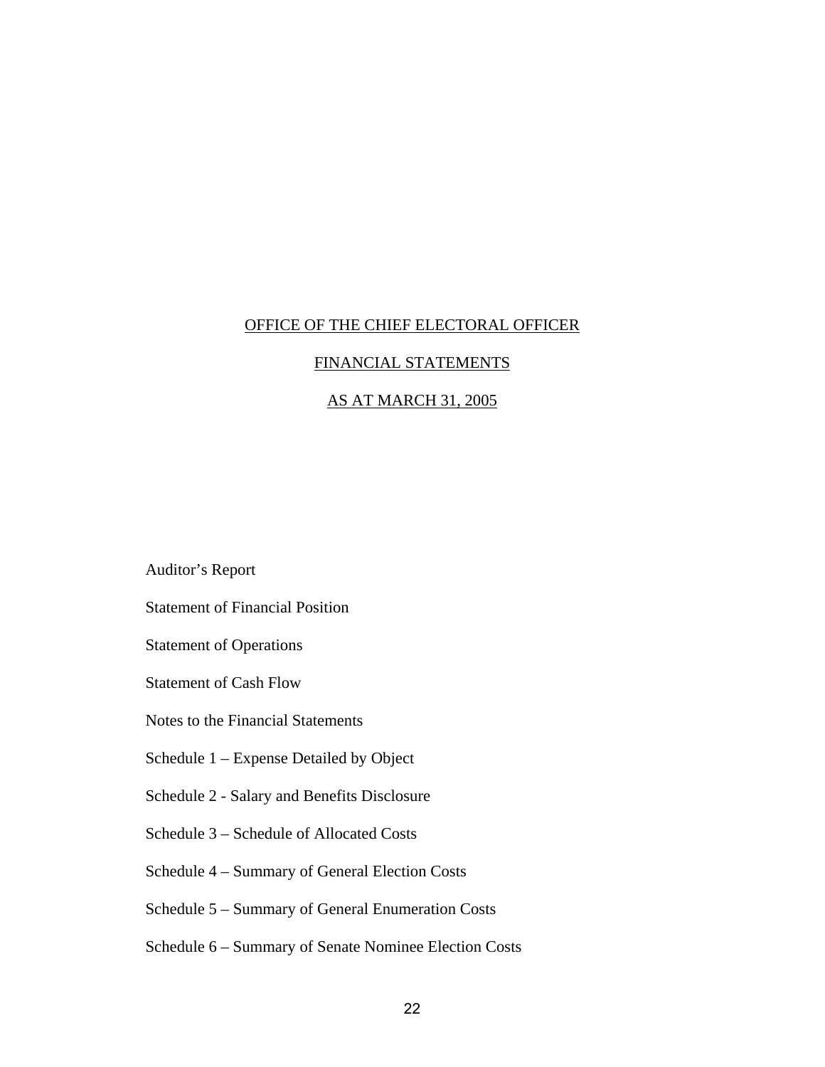# OFFICE OF THE CHIEF ELECTORAL OFFICER

## FINANCIAL STATEMENTS

## AS AT MARCH 31, 2005

Auditor’s Report

Statement of Financial Position

Statement of Operations

Statement of Cash Flow

Notes to the Financial Statements

Schedule 1 – Expense Detailed by Object

Schedule 2 - Salary and Benefits Disclosure

Schedule 3 – Schedule of Allocated Costs

Schedule 4 – Summary of General Election Costs

Schedule 5 – Summary of General Enumeration Costs

Schedule 6 – Summary of Senate Nominee Election Costs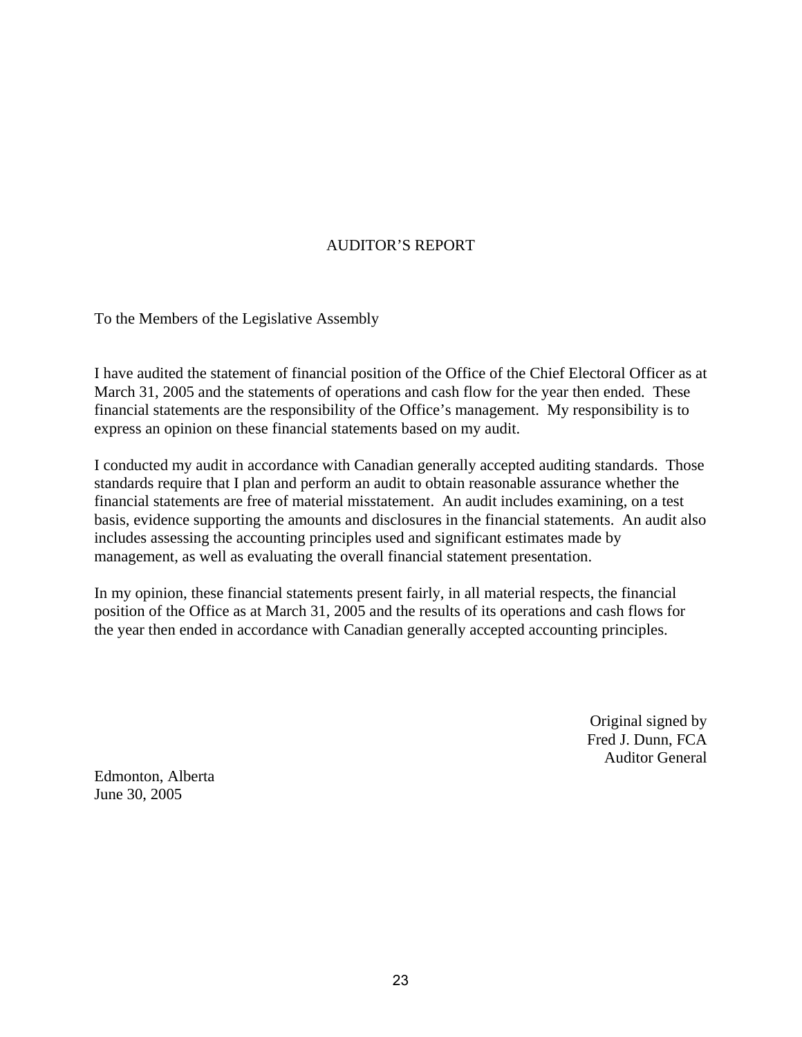# AUDITOR'S REPORT

To the Members of the Legislative Assembly

I have audited the statement of financial position of the Office of the Chief Electoral Officer as at March 31, 2005 and the statements of operations and cash flow for the year then ended. These financial statements are the responsibility of the Office's management. My responsibility is to express an opinion on these financial statements based on my audit.

I conducted my audit in accordance with Canadian generally accepted auditing standards. Those standards require that I plan and perform an audit to obtain reasonable assurance whether the financial statements are free of material misstatement. An audit includes examining, on a test basis, evidence supporting the amounts and disclosures in the financial statements. An audit also includes assessing the accounting principles used and significant estimates made by management, as well as evaluating the overall financial statement presentation.

In my opinion, these financial statements present fairly, in all material respects, the financial position of the Office as at March 31, 2005 and the results of its operations and cash flows for the year then ended in accordance with Canadian generally accepted accounting principles.

Original signed by
Fred J. Dunn, FCA
Auditor General

Edmonton, Alberta
June 30, 2005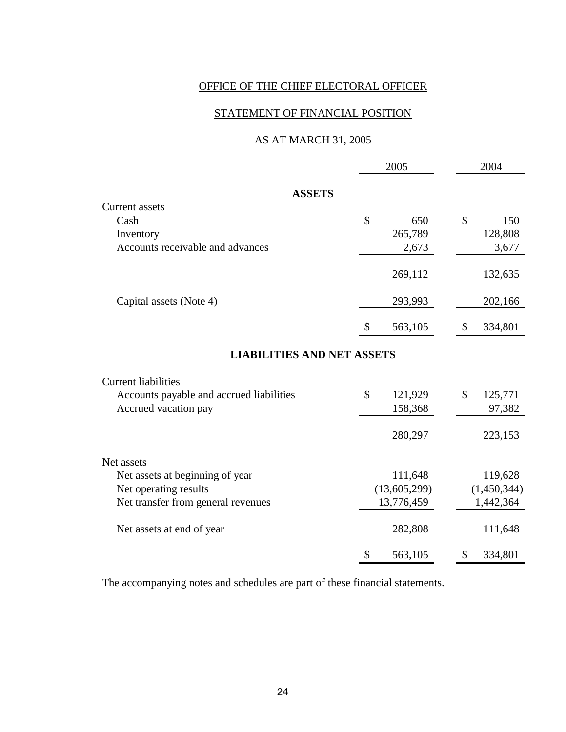# OFFICE OF THE CHIEF ELECTORAL OFFICER

## STATEMENT OF FINANCIAL POSITION

### AS AT MARCH 31, 2005

| | 2005 | 2004 |
|---|---|---|
| **ASSETS** | | |
| Current assets | | |
| Cash | $ 650 | $ 150 |
| Inventory | 265,789 | 128,808 |
| Accounts receivable and advances | 2,673 | 3,677 |
| | 269,112 | 132,635 |
| Capital assets (Note 4) | 293,993 | 202,166 |
| | $ 563,105 | $ 334,801 |
| **LIABILITIES AND NET ASSETS** | | |
| Current liabilities | | |
| Accounts payable and accrued liabilities | $ 121,929 | $ 125,771 |
| Accrued vacation pay | 158,368 | 97,382 |
| | 280,297 | 223,153 |
| Net assets | | |
| Net assets at beginning of year | 111,648 | 119,628 |
| Net operating results | (13,605,299) | (1,450,344) |
| Net transfer from general revenues | 13,776,459 | 1,442,364 |
| Net assets at end of year | 282,808 | 111,648 |
| | $ 563,105 | $ 334,801 |

The accompanying notes and schedules are part of these financial statements.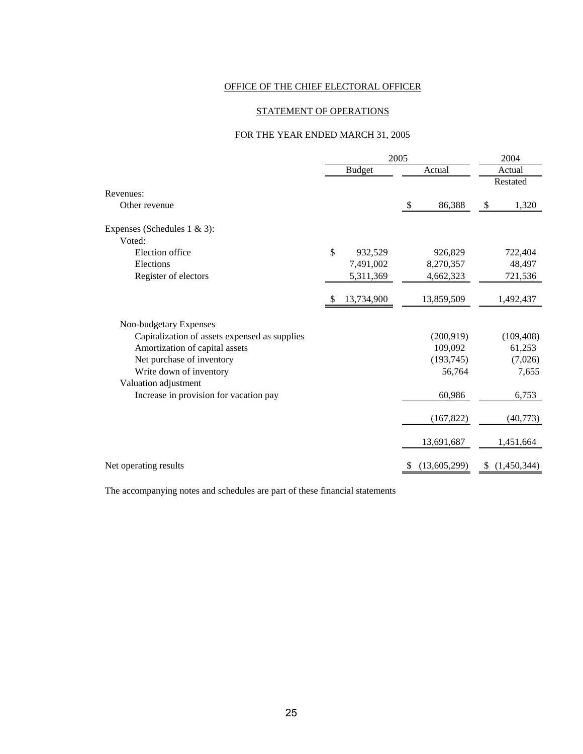OFFICE OF THE CHIEF ELECTORAL OFFICER

STATEMENT OF OPERATIONS

FOR THE YEAR ENDED MARCH 31, 2005

| | 2005 Budget | 2005 Actual | 2004 Actual Restated |
|---|---|---|---|
| Revenues: | | | |
| Other revenue | | $ 86,388 | $ 1,320 |
| Expenses (Schedules 1 & 3): | | | |
| Voted: | | | |
| Election office | $ 932,529 | 926,829 | 722,404 |
| Elections | 7,491,002 | 8,270,357 | 48,497 |
| Register of electors | 5,311,369 | 4,662,323 | 721,536 |
| | $ 13,734,900 | 13,859,509 | 1,492,437 |
| Non-budgetary Expenses | | | |
| Capitalization of assets expensed as supplies | | (200,919) | (109,408) |
| Amortization of capital assets | | 109,092 | 61,253 |
| Net purchase of inventory | | (193,745) | (7,026) |
| Write down of inventory | | 56,764 | 7,655 |
| Valuation adjustment | | | |
| Increase in provision for vacation pay | | 60,986 | 6,753 |
| | | (167,822) | (40,773) |
| | | 13,691,687 | 1,451,664 |
| Net operating results | | $ (13,605,299) | $ (1,450,344) |

The accompanying notes and schedules are part of these financial statements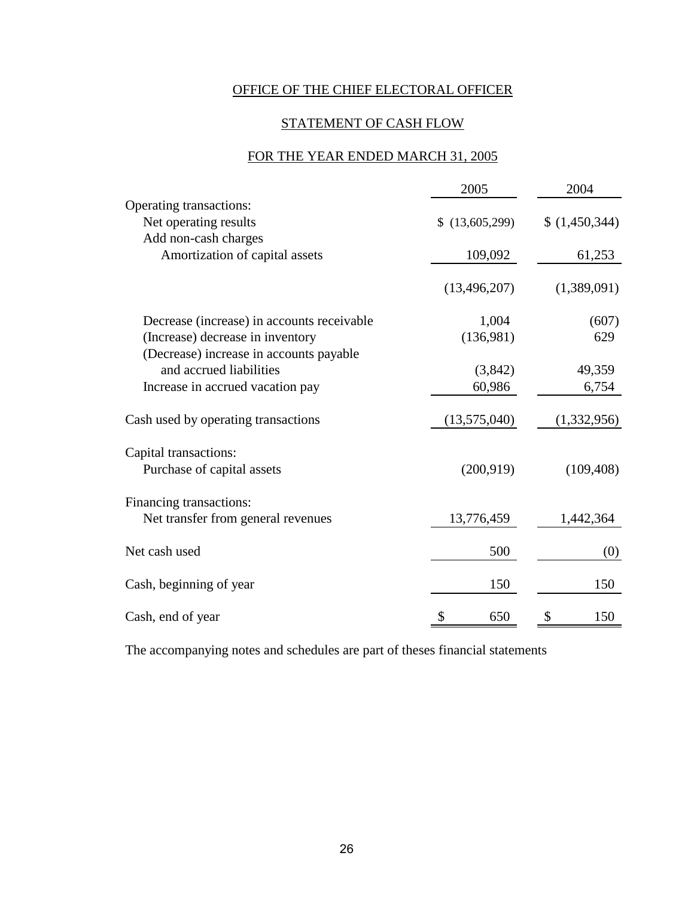OFFICE OF THE CHIEF ELECTORAL OFFICER

STATEMENT OF CASH FLOW

FOR THE YEAR ENDED MARCH 31, 2005

| | 2005 | 2004 |
|---|---|---|
| Operating transactions: | | |
| Net operating results | $ (13,605,299) | $ (1,450,344) |
| Add non-cash charges | | |
| Amortization of capital assets | 109,092 | 61,253 |
| | (13,496,207) | (1,389,091) |
| Decrease (increase) in accounts receivable | 1,004 | (607) |
| (Increase) decrease in inventory | (136,981) | 629 |
| (Decrease) increase in accounts payable and accrued liabilities | (3,842) | 49,359 |
| Increase in accrued vacation pay | 60,986 | 6,754 |
| Cash used by operating transactions | (13,575,040) | (1,332,956) |
| Capital transactions: | | |
| Purchase of capital assets | (200,919) | (109,408) |
| Financing transactions: | | |
| Net transfer from general revenues | 13,776,459 | 1,442,364 |
| Net cash used | 500 | (0) |
| Cash, beginning of year | 150 | 150 |
| Cash, end of year | $ 650 | $ 150 |

The accompanying notes and schedules are part of theses financial statements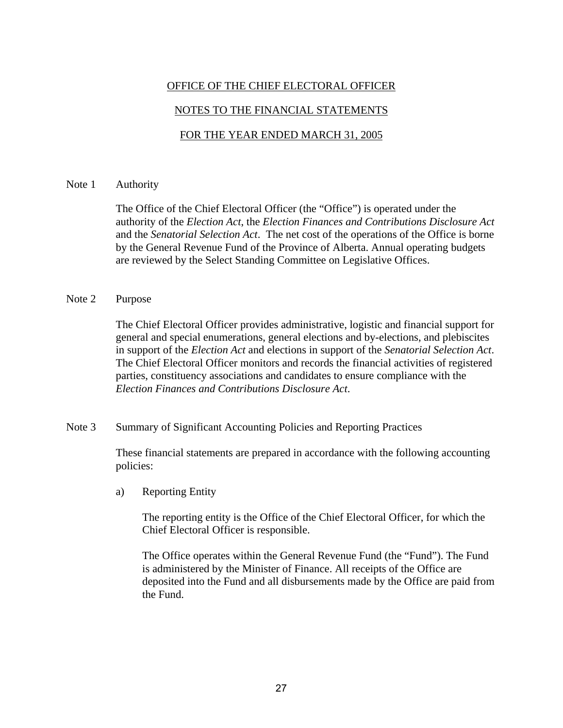# OFFICE OF THE CHIEF ELECTORAL OFFICER

## NOTES TO THE FINANCIAL STATEMENTS

## FOR THE YEAR ENDED MARCH 31, 2005

**Note 1 Authority**

The Office of the Chief Electoral Officer (the "Office") is operated under the authority of the *Election Act*, the *Election Finances and Contributions Disclosure Act* and the *Senatorial Selection Act*. The net cost of the operations of the Office is borne by the General Revenue Fund of the Province of Alberta. Annual operating budgets are reviewed by the Select Standing Committee on Legislative Offices.

**Note 2 Purpose**

The Chief Electoral Officer provides administrative, logistic and financial support for general and special enumerations, general elections and by-elections, and plebiscites in support of the *Election Act* and elections in support of the *Senatorial Selection Act*. The Chief Electoral Officer monitors and records the financial activities of registered parties, constituency associations and candidates to ensure compliance with the *Election Finances and Contributions Disclosure Act*.

**Note 3 Summary of Significant Accounting Policies and Reporting Practices**

These financial statements are prepared in accordance with the following accounting policies:

a) Reporting Entity

The reporting entity is the Office of the Chief Electoral Officer, for which the Chief Electoral Officer is responsible.

The Office operates within the General Revenue Fund (the "Fund"). The Fund is administered by the Minister of Finance. All receipts of the Office are deposited into the Fund and all disbursements made by the Office are paid from the Fund.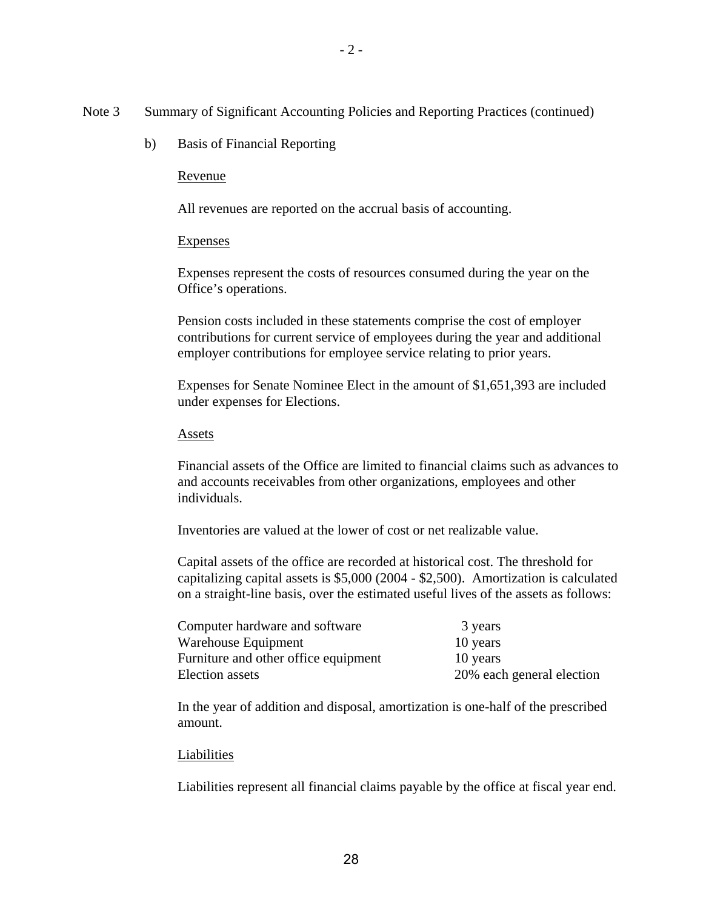Note 3 Summary of Significant Accounting Policies and Reporting Practices (continued)

b) Basis of Financial Reporting

Revenue

All revenues are reported on the accrual basis of accounting.

Expenses

Expenses represent the costs of resources consumed during the year on the Office's operations.

Pension costs included in these statements comprise the cost of employer contributions for current service of employees during the year and additional employer contributions for employee service relating to prior years.

Expenses for Senate Nominee Elect in the amount of $1,651,393 are included under expenses for Elections.

Assets

Financial assets of the Office are limited to financial claims such as advances to and accounts receivables from other organizations, employees and other individuals.

Inventories are valued at the lower of cost or net realizable value.

Capital assets of the office are recorded at historical cost. The threshold for capitalizing capital assets is $5,000 (2004 - $2,500). Amortization is calculated on a straight-line basis, over the estimated useful lives of the assets as follows:

| | |
|---|---|
| Computer hardware and software | 3 years |
| Warehouse Equipment | 10 years |
| Furniture and other office equipment | 10 years |
| Election assets | 20% each general election |

In the year of addition and disposal, amortization is one-half of the prescribed amount.

Liabilities

Liabilities represent all financial claims payable by the office at fiscal year end.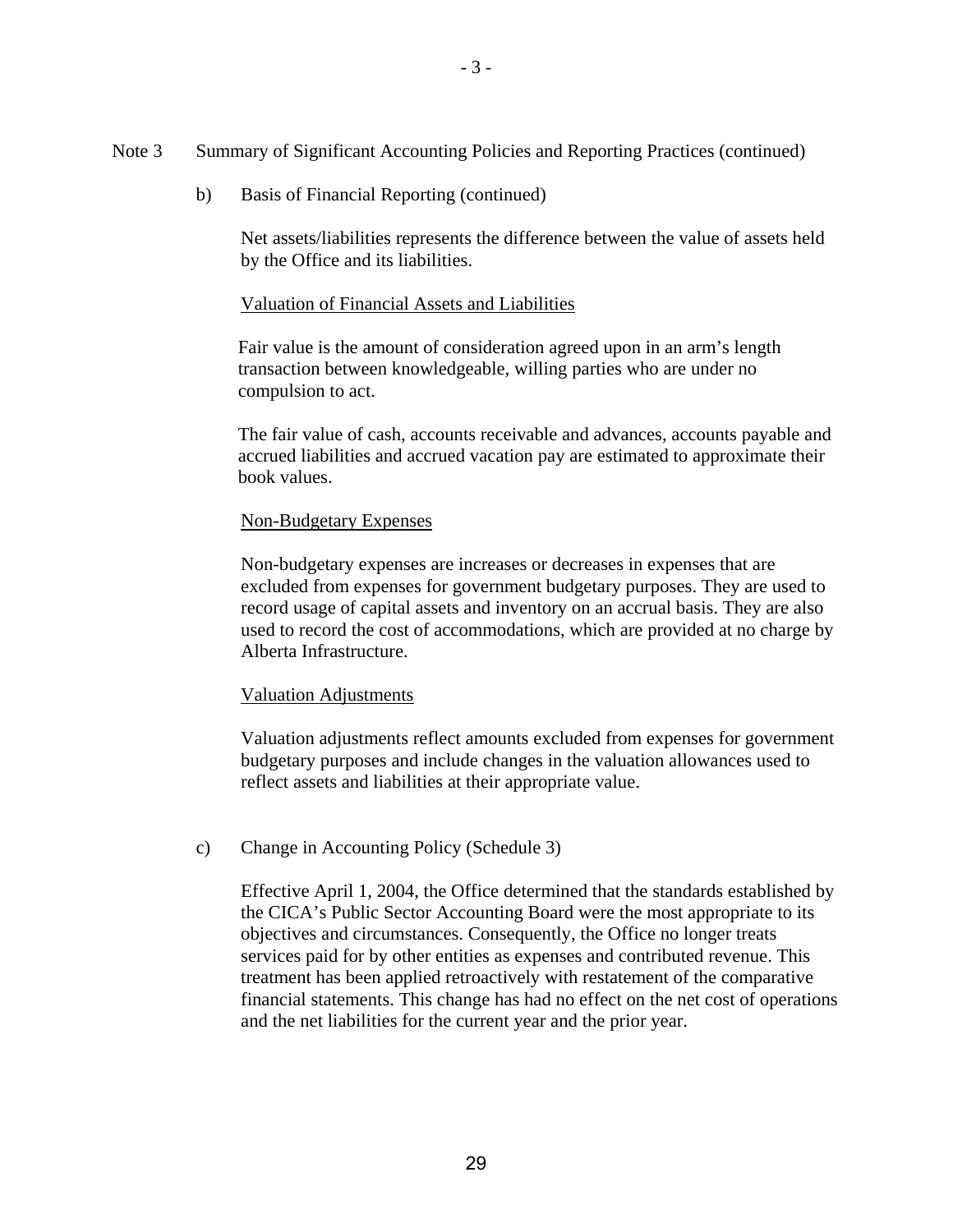Note 3 Summary of Significant Accounting Policies and Reporting Practices (continued)

b) Basis of Financial Reporting (continued)

Net assets/liabilities represents the difference between the value of assets held by the Office and its liabilities.

Valuation of Financial Assets and Liabilities

Fair value is the amount of consideration agreed upon in an arm's length transaction between knowledgeable, willing parties who are under no compulsion to act.

The fair value of cash, accounts receivable and advances, accounts payable and accrued liabilities and accrued vacation pay are estimated to approximate their book values.

Non-Budgetary Expenses

Non-budgetary expenses are increases or decreases in expenses that are excluded from expenses for government budgetary purposes. They are used to record usage of capital assets and inventory on an accrual basis. They are also used to record the cost of accommodations, which are provided at no charge by Alberta Infrastructure.

Valuation Adjustments

Valuation adjustments reflect amounts excluded from expenses for government budgetary purposes and include changes in the valuation allowances used to reflect assets and liabilities at their appropriate value.

c) Change in Accounting Policy (Schedule 3)

Effective April 1, 2004, the Office determined that the standards established by the CICA's Public Sector Accounting Board were the most appropriate to its objectives and circumstances. Consequently, the Office no longer treats services paid for by other entities as expenses and contributed revenue. This treatment has been applied retroactively with restatement of the comparative financial statements. This change has had no effect on the net cost of operations and the net liabilities for the current year and the prior year.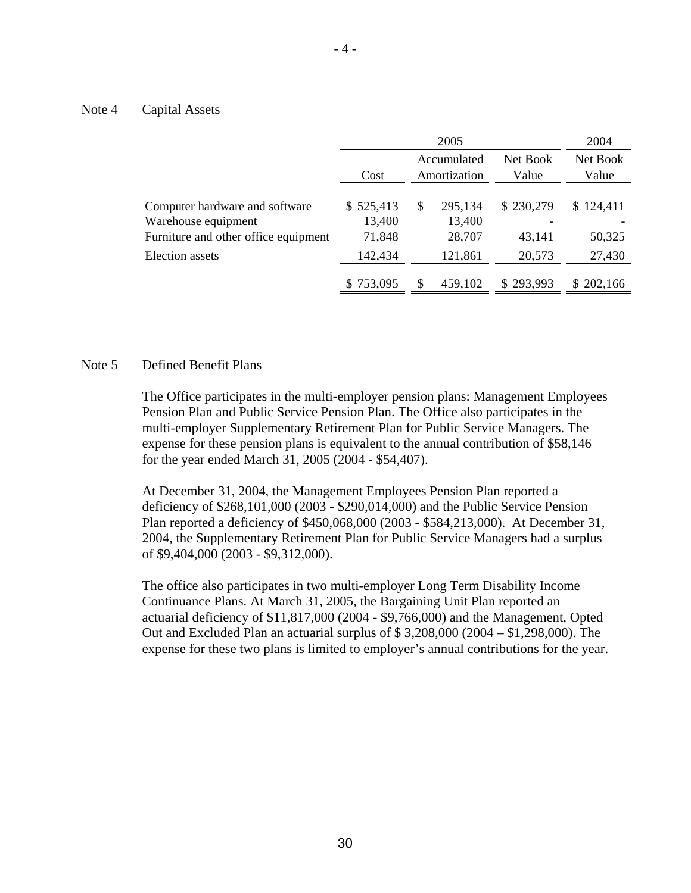## Note 4 Capital Assets

| | 2005 | | | 2004 |
|---|---|---|---|---|
| | Cost | Accumulated Amortization | Net Book Value | Net Book Value |
| Computer hardware and software | $ 525,413 | $ 295,134 | $ 230,279 | $ 124,411 |
| Warehouse equipment | 13,400 | 13,400 | - | - |
| Furniture and other office equipment | 71,848 | 28,707 | 43,141 | 50,325 |
| Election assets | 142,434 | 121,861 | 20,573 | 27,430 |
| | $ 753,095 | $ 459,102 | $ 293,993 | $ 202,166 |

## Note 5 Defined Benefit Plans

The Office participates in the multi-employer pension plans: Management Employees Pension Plan and Public Service Pension Plan. The Office also participates in the multi-employer Supplementary Retirement Plan for Public Service Managers. The expense for these pension plans is equivalent to the annual contribution of $58,146 for the year ended March 31, 2005 (2004 - $54,407).

At December 31, 2004, the Management Employees Pension Plan reported a deficiency of $268,101,000 (2003 - $290,014,000) and the Public Service Pension Plan reported a deficiency of $450,068,000 (2003 - $584,213,000). At December 31, 2004, the Supplementary Retirement Plan for Public Service Managers had a surplus of $9,404,000 (2003 - $9,312,000).

The office also participates in two multi-employer Long Term Disability Income Continuance Plans. At March 31, 2005, the Bargaining Unit Plan reported an actuarial deficiency of $11,817,000 (2004 - $9,766,000) and the Management, Opted Out and Excluded Plan an actuarial surplus of $ 3,208,000 (2004 – $1,298,000). The expense for these two plans is limited to employer's annual contributions for the year.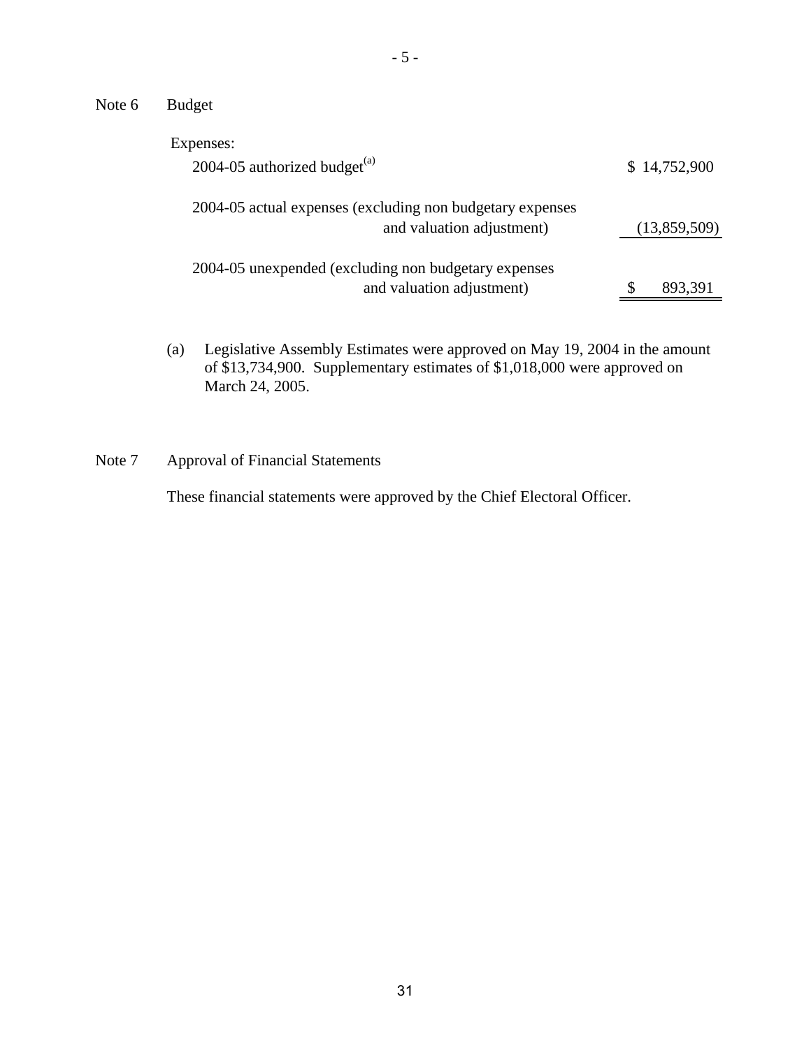Note 6 Budget

| Expenses: | |
|---|---|
| 2004-05 authorized budget[(a)] | $ 14,752,900 |
| 2004-05 actual expenses (excluding non budgetary expenses and valuation adjustment) | (13,859,509) |
| 2004-05 unexpended (excluding non budgetary expenses and valuation adjustment) | $ 893,391 |

(a) Legislative Assembly Estimates were approved on May 19, 2004 in the amount of $13,734,900. Supplementary estimates of $1,018,000 were approved on March 24, 2005.

Note 7 Approval of Financial Statements

These financial statements were approved by the Chief Electoral Officer.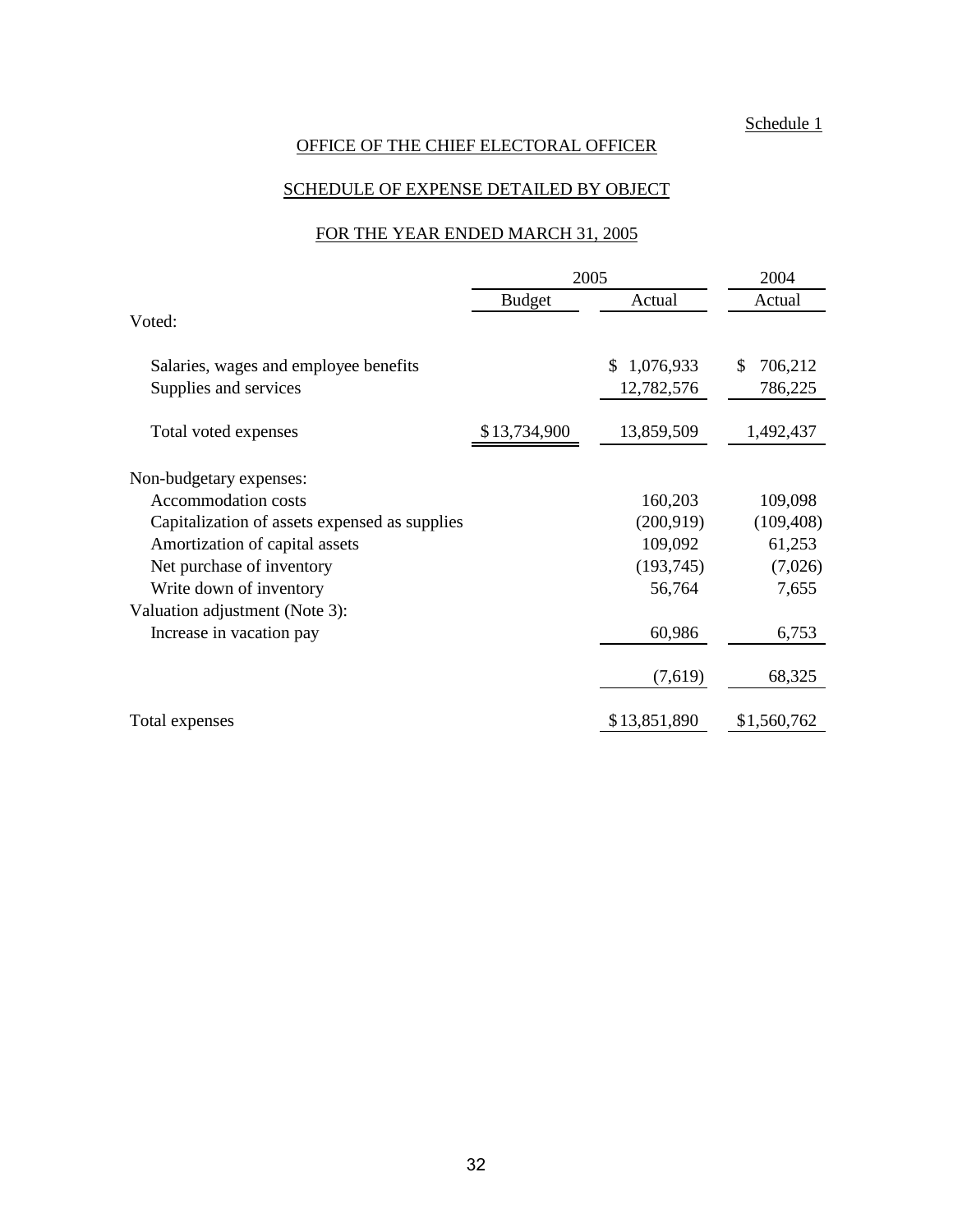Schedule 1

OFFICE OF THE CHIEF ELECTORAL OFFICER

SCHEDULE OF EXPENSE DETAILED BY OBJECT

FOR THE YEAR ENDED MARCH 31, 2005

| | 2005 | | 2004 |
|---|---|---|---|
| | Budget | Actual | Actual |
| Voted: | | | |
| Salaries, wages and employee benefits | | $ 1,076,933 | $ 706,212 |
| Supplies and services | | 12,782,576 | 786,225 |
| Total voted expenses | $13,734,900 | 13,859,509 | 1,492,437 |
| Non-budgetary expenses: | | | |
| Accommodation costs | | 160,203 | 109,098 |
| Capitalization of assets expensed as supplies | | (200,919) | (109,408) |
| Amortization of capital assets | | 109,092 | 61,253 |
| Net purchase of inventory | | (193,745) | (7,026) |
| Write down of inventory | | 56,764 | 7,655 |
| Valuation adjustment (Note 3): | | | |
| Increase in vacation pay | | 60,986 | 6,753 |
| | | (7,619) | 68,325 |
| Total expenses | | $13,851,890 | $1,560,762 |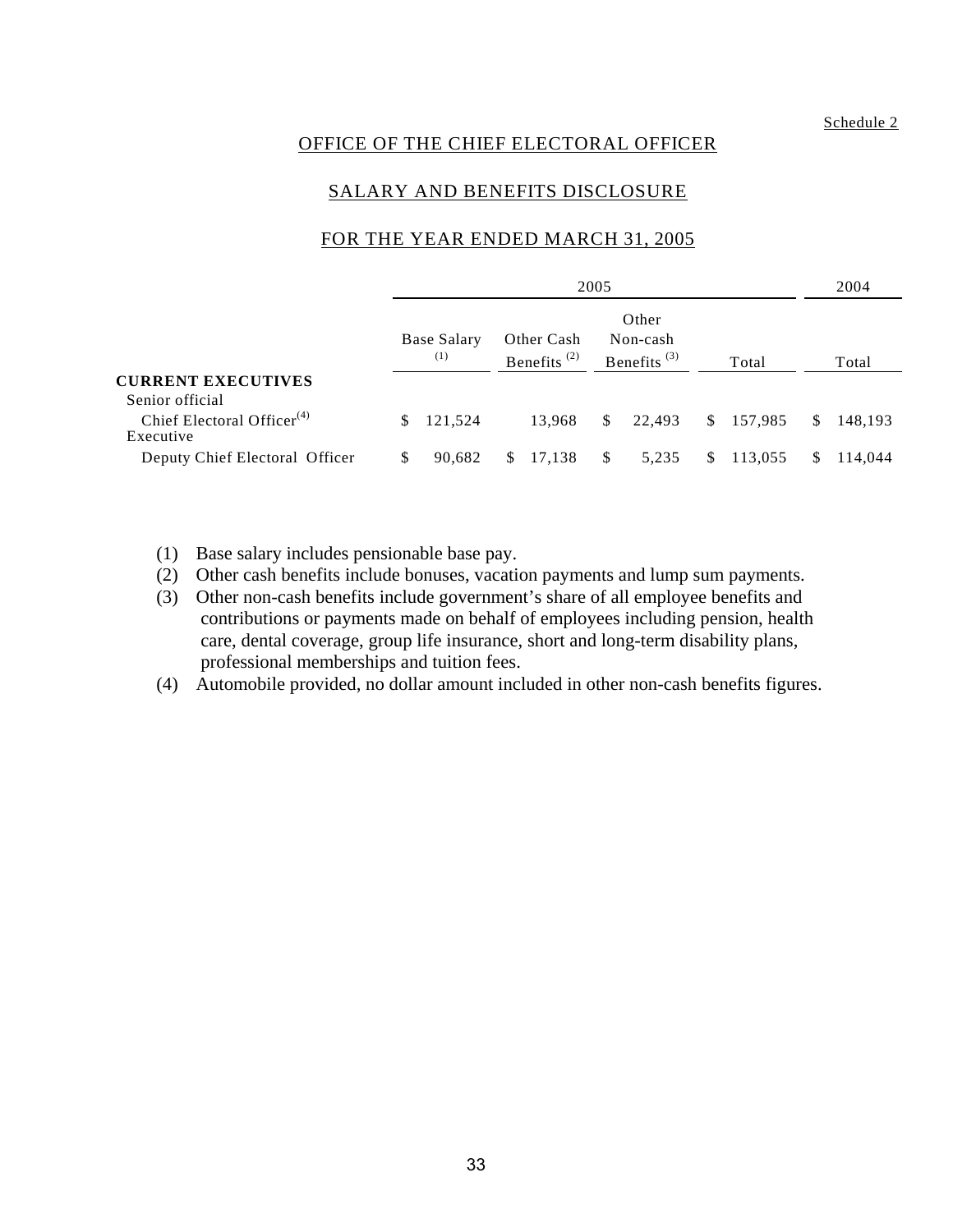Schedule 2

# OFFICE OF THE CHIEF ELECTORAL OFFICER

## SALARY AND BENEFITS DISCLOSURE

## FOR THE YEAR ENDED MARCH 31, 2005

| | 2005 | | | | 2004 |
|---|---|---|---|---|---|
| | Base Salary (1) | Other Cash Benefits (2) | Other Non-cash Benefits (3) | Total | Total |
| **CURRENT EXECUTIVES** | | | | | |
| Senior official | | | | | |
| Chief Electoral Officer(4) | $ 121,524 | 13,968 | $ 22,493 | $ 157,985 | $ 148,193 |
| Executive | | | | | |
| Deputy Chief Electoral Officer | $ 90,682 | $ 17,138 | $ 5,235 | $ 113,055 | $ 114,044 |

(1) Base salary includes pensionable base pay.

(2) Other cash benefits include bonuses, vacation payments and lump sum payments.

(3) Other non-cash benefits include government's share of all employee benefits and contributions or payments made on behalf of employees including pension, health care, dental coverage, group life insurance, short and long-term disability plans, professional memberships and tuition fees.

(4) Automobile provided, no dollar amount included in other non-cash benefits figures.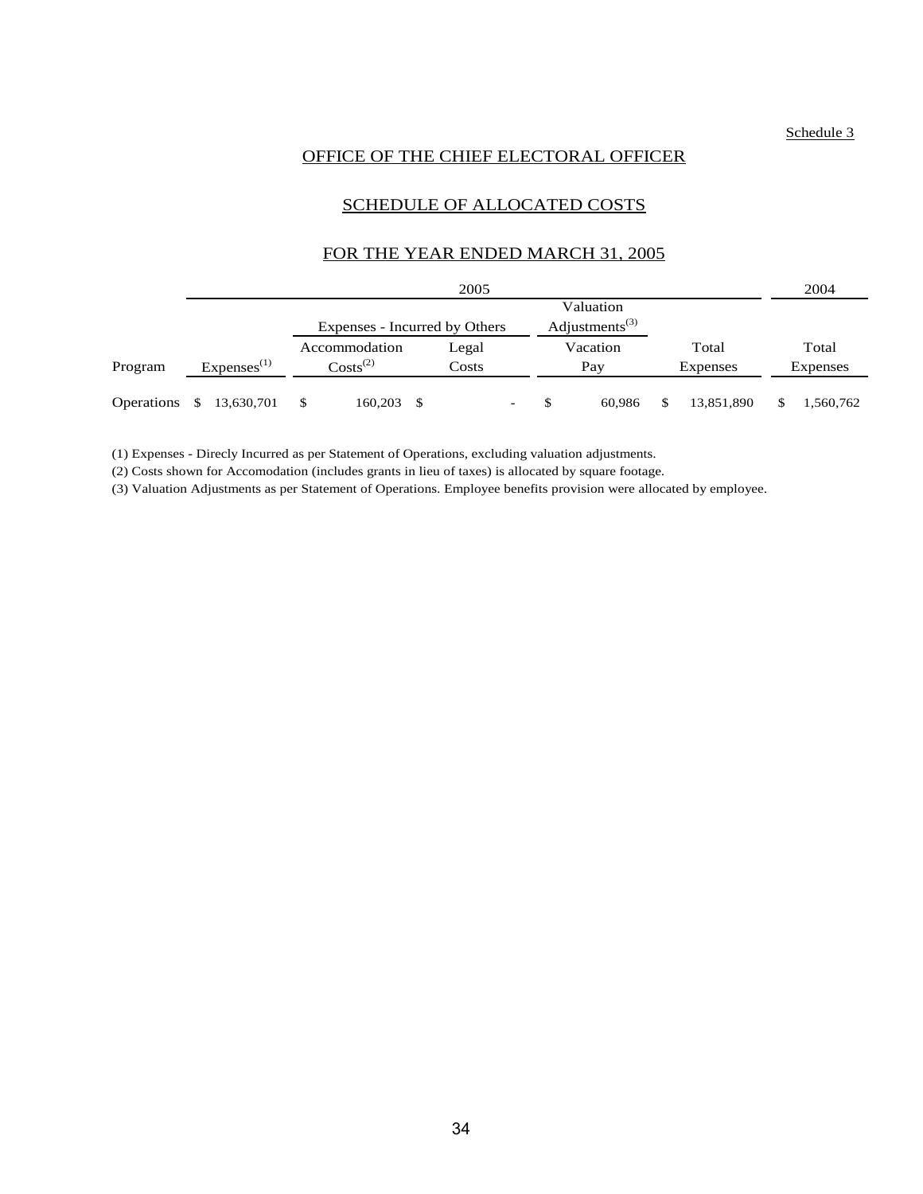Schedule 3

## OFFICE OF THE CHIEF ELECTORAL OFFICER

## SCHEDULE OF ALLOCATED COSTS

## FOR THE YEAR ENDED MARCH 31, 2005

| | 2005 | | | | | 2004 |
|---|---|---|---|---|---|---|
| | | Expenses - Incurred by Others | | Valuation Adjustments[3] | | |
| Program | Expenses[1] | Accommodation Costs[2] | Legal Costs | Vacation Pay | Total Expenses | Total Expenses |
| Operations | $ 13,630,701 | $ 160,203 | $ - | $ 60,986 | $ 13,851,890 | $ 1,560,762 |

(1) Expenses - Direcly Incurred as per Statement of Operations, excluding valuation adjustments.

(2) Costs shown for Accomodation (includes grants in lieu of taxes) is allocated by square footage.

(3) Valuation Adjustments as per Statement of Operations. Employee benefits provision were allocated by employee.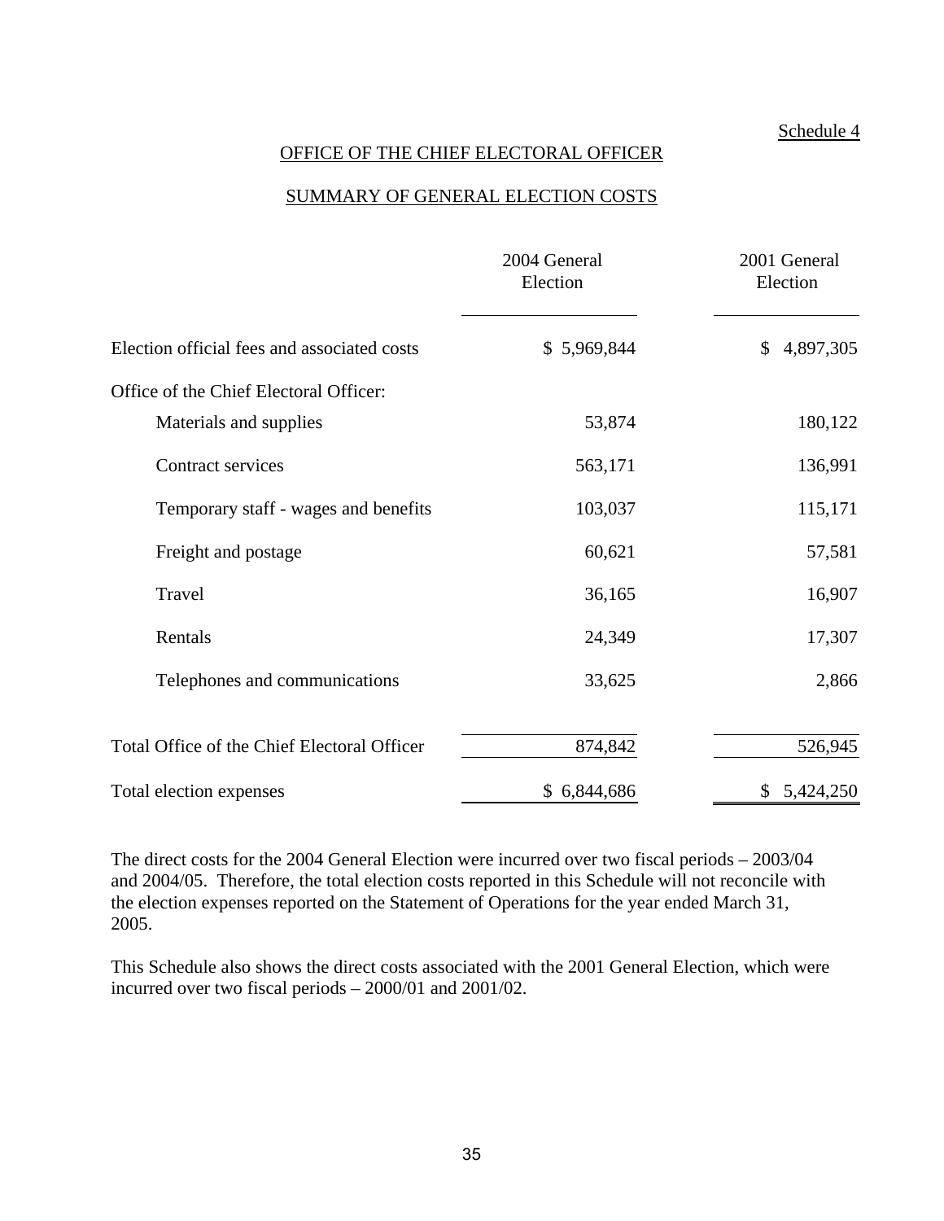Schedule 4

## OFFICE OF THE CHIEF ELECTORAL OFFICER

## SUMMARY OF GENERAL ELECTION COSTS

| | 2004 General Election | 2001 General Election |
|---|---|---|
| Election official fees and associated costs | $ 5,969,844 | $ 4,897,305 |
| Office of the Chief Electoral Officer: | | |
| Materials and supplies | 53,874 | 180,122 |
| Contract services | 563,171 | 136,991 |
| Temporary staff - wages and benefits | 103,037 | 115,171 |
| Freight and postage | 60,621 | 57,581 |
| Travel | 36,165 | 16,907 |
| Rentals | 24,349 | 17,307 |
| Telephones and communications | 33,625 | 2,866 |
| Total Office of the Chief Electoral Officer | 874,842 | 526,945 |
| Total election expenses | $ 6,844,686 | $ 5,424,250 |

The direct costs for the 2004 General Election were incurred over two fiscal periods – 2003/04 and 2004/05. Therefore, the total election costs reported in this Schedule will not reconcile with the election expenses reported on the Statement of Operations for the year ended March 31, 2005.

This Schedule also shows the direct costs associated with the 2001 General Election, which were incurred over two fiscal periods – 2000/01 and 2001/02.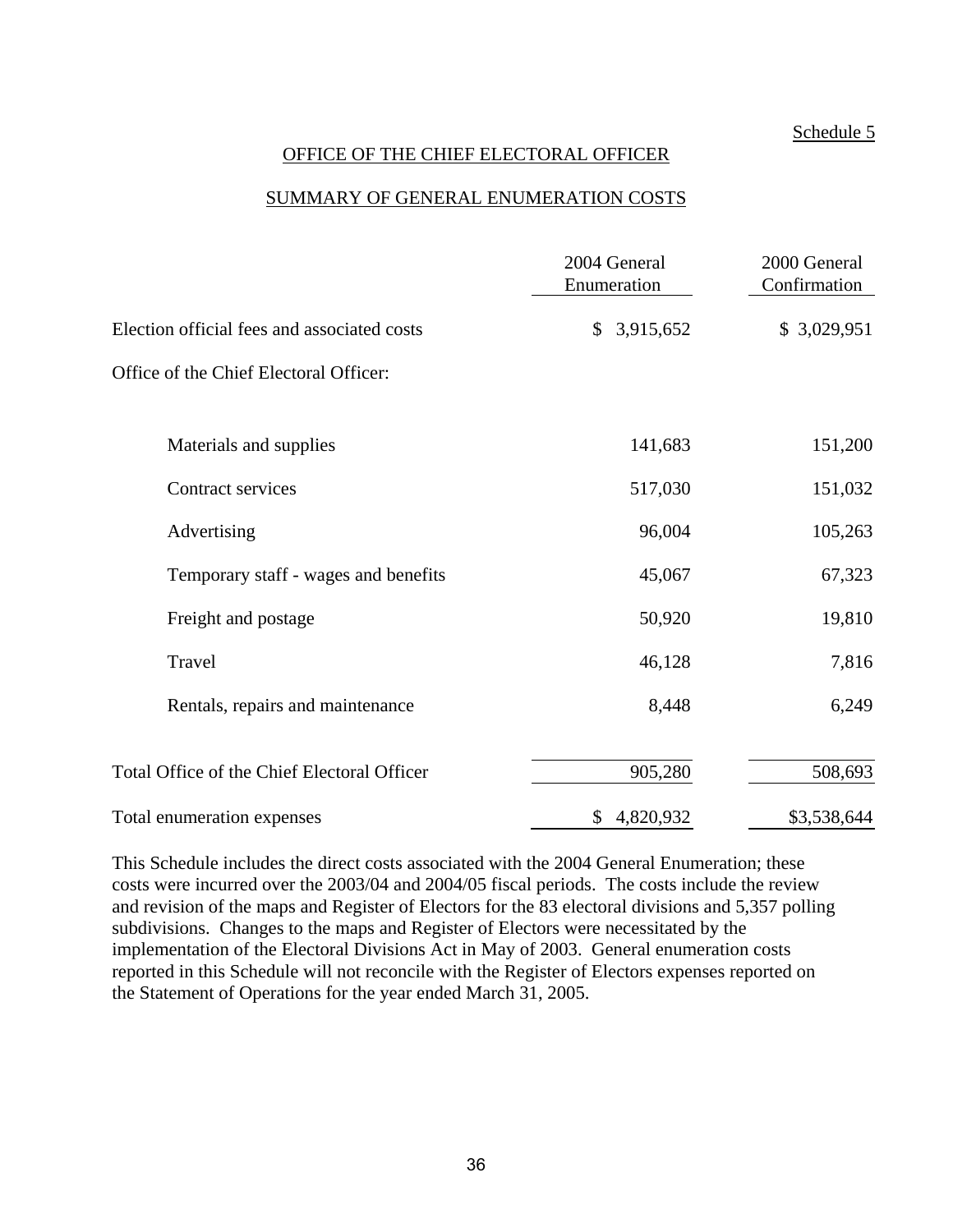Schedule 5

# OFFICE OF THE CHIEF ELECTORAL OFFICER

## SUMMARY OF GENERAL ENUMERATION COSTS

| | 2004 General Enumeration | 2000 General Confirmation |
|---|---|---|
| Election official fees and associated costs | $ 3,915,652 | $ 3,029,951 |
| Office of the Chief Electoral Officer: | | |
| Materials and supplies | 141,683 | 151,200 |
| Contract services | 517,030 | 151,032 |
| Advertising | 96,004 | 105,263 |
| Temporary staff - wages and benefits | 45,067 | 67,323 |
| Freight and postage | 50,920 | 19,810 |
| Travel | 46,128 | 7,816 |
| Rentals, repairs and maintenance | 8,448 | 6,249 |
| Total Office of the Chief Electoral Officer | 905,280 | 508,693 |
| Total enumeration expenses | $ 4,820,932 | $3,538,644 |

This Schedule includes the direct costs associated with the 2004 General Enumeration; these costs were incurred over the 2003/04 and 2004/05 fiscal periods. The costs include the review and revision of the maps and Register of Electors for the 83 electoral divisions and 5,357 polling subdivisions. Changes to the maps and Register of Electors were necessitated by the implementation of the Electoral Divisions Act in May of 2003. General enumeration costs reported in this Schedule will not reconcile with the Register of Electors expenses reported on the Statement of Operations for the year ended March 31, 2005.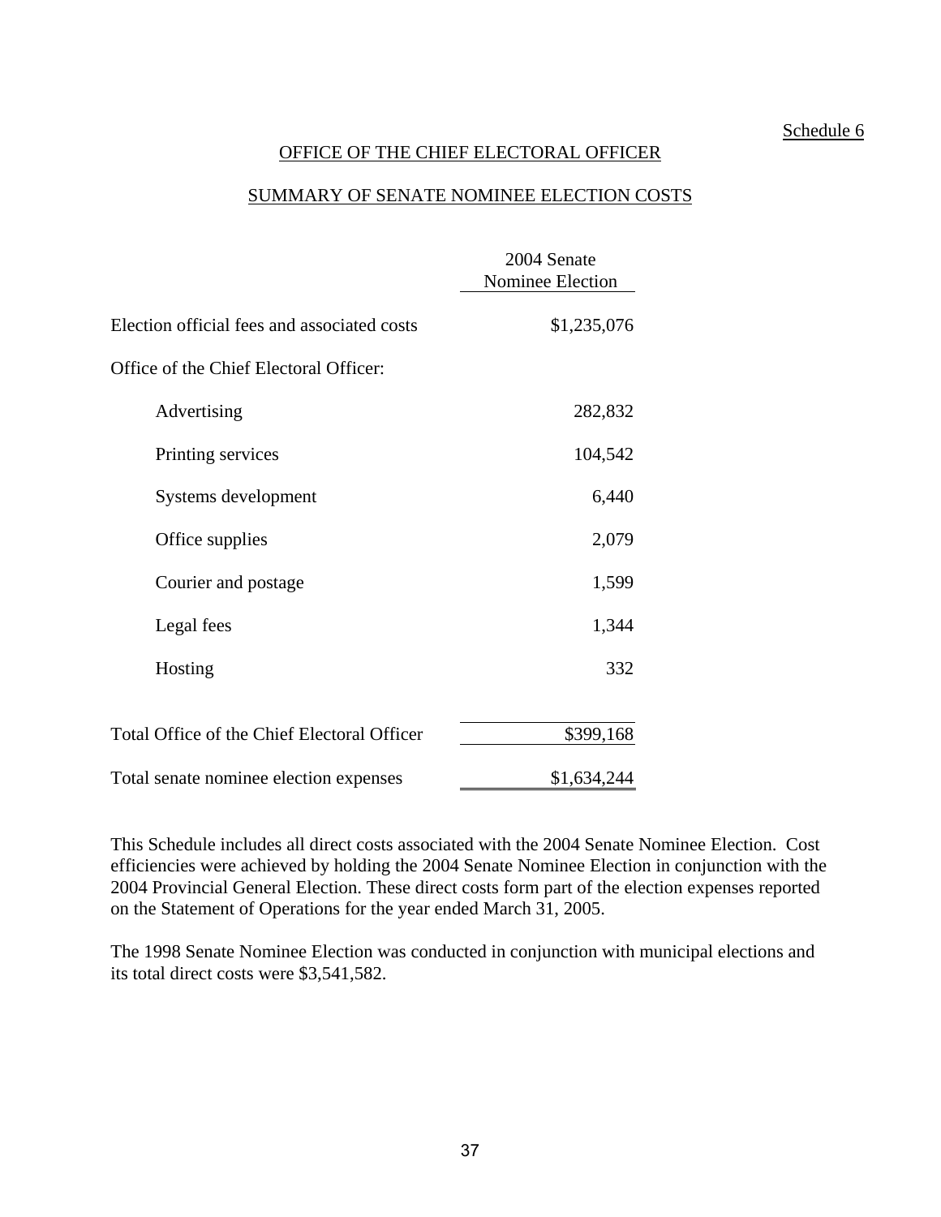Schedule 6

## OFFICE OF THE CHIEF ELECTORAL OFFICER

## SUMMARY OF SENATE NOMINEE ELECTION COSTS

| | 2004 Senate Nominee Election |
|---|---|
| Election official fees and associated costs | $1,235,076 |
| Office of the Chief Electoral Officer: | |
| Advertising | 282,832 |
| Printing services | 104,542 |
| Systems development | 6,440 |
| Office supplies | 2,079 |
| Courier and postage | 1,599 |
| Legal fees | 1,344 |
| Hosting | 332 |
| Total Office of the Chief Electoral Officer | $399,168 |
| Total senate nominee election expenses | $1,634,244 |

This Schedule includes all direct costs associated with the 2004 Senate Nominee Election. Cost efficiencies were achieved by holding the 2004 Senate Nominee Election in conjunction with the 2004 Provincial General Election. These direct costs form part of the election expenses reported on the Statement of Operations for the year ended March 31, 2005.

The 1998 Senate Nominee Election was conducted in conjunction with municipal elections and its total direct costs were $3,541,582.